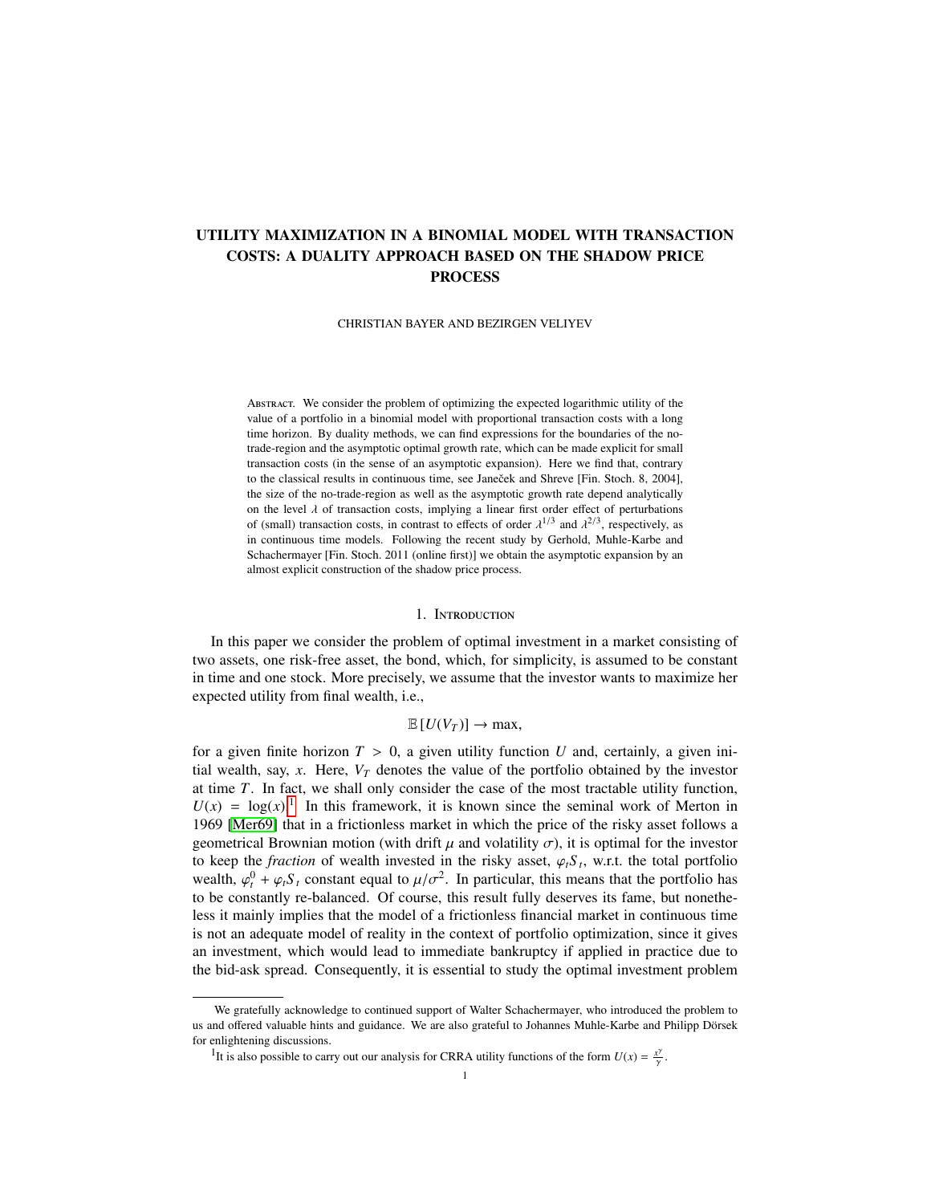# UTILITY MAXIMIZATION IN A BINOMIAL MODEL WITH TRANSACTION COSTS: A DUALITY APPROACH BASED ON THE SHADOW PRICE PROCESS

CHRISTIAN BAYER AND BEZIRGEN VELIYEV

Abstract. We consider the problem of optimizing the expected logarithmic utility of the value of a portfolio in a binomial model with proportional transaction costs with a long time horizon. By duality methods, we can find expressions for the boundaries of the no-trade-region and the asymptotic optimal growth rate, which can be made explicit for small transaction costs (in the sense of an asymptotic expansion). Here we find that, contrary to the classical results in continuous time, see Janeček and Shreve [Fin. Stoch. 8, 2004], the size of the no-trade-region as well as the asymptotic growth rate depend analytically on the level $\lambda$ of transaction costs, implying a linear first order effect of perturbations of (small) transaction costs, in contrast to effects of order $\lambda^{1/3}$ and $\lambda^{2/3}$, respectively, as in continuous time models. Following the recent study by Gerhold, Muhle-Karbe and Schachermayer [Fin. Stoch. 2011 (online first)] we obtain the asymptotic expansion by an almost explicit construction of the shadow price process.

## 1. Introduction

In this paper we consider the problem of optimal investment in a market consisting of two assets, one risk-free asset, the bond, which, for simplicity, is assumed to be constant in time and one stock. More precisely, we assume that the investor wants to maximize her expected utility from final wealth, i.e.,

$$\mathbb{E}\left[U(V_T)\right] \to \max,$$

for a given finite horizon $T > 0$, a given utility function $U$ and, certainly, a given initial wealth, say, $x$. Here, $V_T$ denotes the value of the portfolio obtained by the investor at time $T$. In fact, we shall only consider the case of the most tractable utility function, $U(x) = \log(x)$.[1] In this framework, it is known since the seminal work of Merton in 1969 [Mer69] that in a frictionless market in which the price of the risky asset follows a geometrical Brownian motion (with drift $\mu$ and volatility $\sigma$), it is optimal for the investor to keep the *fraction* of wealth invested in the risky asset, $\varphi_t S_t$, w.r.t. the total portfolio wealth, $\varphi_t^0 + \varphi_t S_t$ constant equal to $\mu/\sigma^2$. In particular, this means that the portfolio has to be constantly re-balanced. Of course, this result fully deserves its fame, but nonetheless it mainly implies that the model of a frictionless financial market in continuous time is not an adequate model of reality in the context of portfolio optimization, since it gives an investment, which would lead to immediate bankruptcy if applied in practice due to the bid-ask spread. Consequently, it is essential to study the optimal investment problem

We gratefully acknowledge to continued support of Walter Schachermayer, who introduced the problem to us and offered valuable hints and guidance. We are also grateful to Johannes Muhle-Karbe and Philipp Dörsek for enlightening discussions.

[1] It is also possible to carry out our analysis for CRRA utility functions of the form $U(x) = \frac{x^\gamma}{\gamma}$.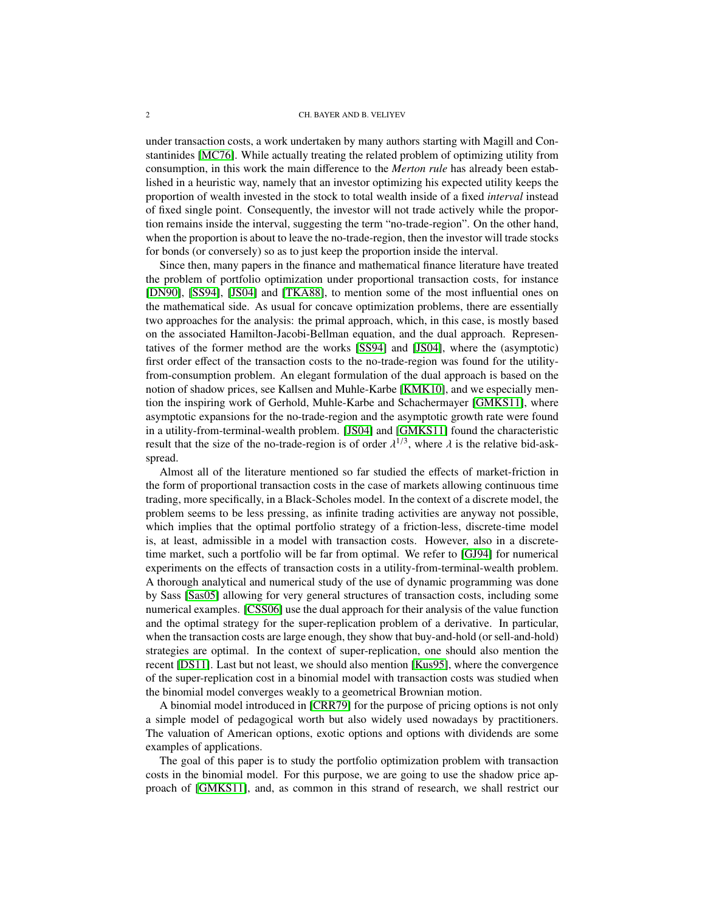under transaction costs, a work undertaken by many authors starting with Magill and Constantinides [MC76]. While actually treating the related problem of optimizing utility from consumption, in this work the main difference to the *Merton rule* has already been established in a heuristic way, namely that an investor optimizing his expected utility keeps the proportion of wealth invested in the stock to total wealth inside of a fixed *interval* instead of fixed single point. Consequently, the investor will not trade actively while the proportion remains inside the interval, suggesting the term "no-trade-region". On the other hand, when the proportion is about to leave the no-trade-region, then the investor will trade stocks for bonds (or conversely) so as to just keep the proportion inside the interval.

Since then, many papers in the finance and mathematical finance literature have treated the problem of portfolio optimization under proportional transaction costs, for instance [DN90], [SS94], [JS04] and [TKA88], to mention some of the most influential ones on the mathematical side. As usual for concave optimization problems, there are essentially two approaches for the analysis: the primal approach, which, in this case, is mostly based on the associated Hamilton-Jacobi-Bellman equation, and the dual approach. Representatives of the former method are the works [SS94] and [JS04], where the (asymptotic) first order effect of the transaction costs to the no-trade-region was found for the utility-from-consumption problem. An elegant formulation of the dual approach is based on the notion of shadow prices, see Kallsen and Muhle-Karbe [KMK10], and we especially mention the inspiring work of Gerhold, Muhle-Karbe and Schachermayer [GMKS11], where asymptotic expansions for the no-trade-region and the asymptotic growth rate were found in a utility-from-terminal-wealth problem. [JS04] and [GMKS11] found the characteristic result that the size of the no-trade-region is of order $\lambda^{1/3}$, where $\lambda$ is the relative bid-ask-spread.

Almost all of the literature mentioned so far studied the effects of market-friction in the form of proportional transaction costs in the case of markets allowing continuous time trading, more specifically, in a Black-Scholes model. In the context of a discrete model, the problem seems to be less pressing, as infinite trading activities are anyway not possible, which implies that the optimal portfolio strategy of a friction-less, discrete-time model is, at least, admissible in a model with transaction costs. However, also in a discrete-time market, such a portfolio will be far from optimal. We refer to [GJ94] for numerical experiments on the effects of transaction costs in a utility-from-terminal-wealth problem. A thorough analytical and numerical study of the use of dynamic programming was done by Sass [Sas05] allowing for very general structures of transaction costs, including some numerical examples. [CSS06] use the dual approach for their analysis of the value function and the optimal strategy for the super-replication problem of a derivative. In particular, when the transaction costs are large enough, they show that buy-and-hold (or sell-and-hold) strategies are optimal. In the context of super-replication, one should also mention the recent [DS11]. Last but not least, we should also mention [Kus95], where the convergence of the super-replication cost in a binomial model with transaction costs was studied when the binomial model converges weakly to a geometrical Brownian motion.

A binomial model introduced in [CRR79] for the purpose of pricing options is not only a simple model of pedagogical worth but also widely used nowadays by practitioners. The valuation of American options, exotic options and options with dividends are some examples of applications.

The goal of this paper is to study the portfolio optimization problem with transaction costs in the binomial model. For this purpose, we are going to use the shadow price approach of [GMKS11], and, as common in this strand of research, we shall restrict our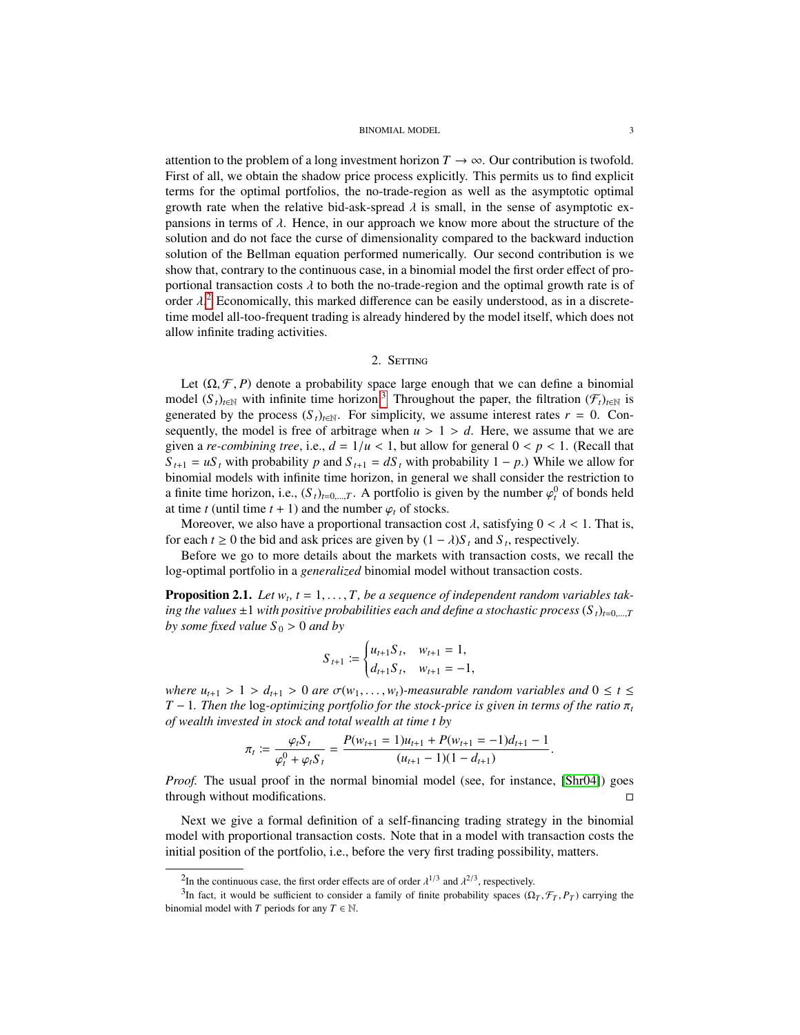attention to the problem of a long investment horizon $T \to \infty$. Our contribution is twofold. First of all, we obtain the shadow price process explicitly. This permits us to find explicit terms for the optimal portfolios, the no-trade-region as well as the asymptotic optimal growth rate when the relative bid-ask-spread $\lambda$ is small, in the sense of asymptotic expansions in terms of $\lambda$. Hence, in our approach we know more about the structure of the solution and do not face the curse of dimensionality compared to the backward induction solution of the Bellman equation performed numerically. Our second contribution is we show that, contrary to the continuous case, in a binomial model the first order effect of proportional transaction costs $\lambda$ to both the no-trade-region and the optimal growth rate is of order $\lambda$.[2] Economically, this marked difference can be easily understood, as in a discrete-time model all-too-frequent trading is already hindered by the model itself, which does not allow infinite trading activities.

## 2. Setting

Let $(\Omega, \mathcal{F}, P)$ denote a probability space large enough that we can define a binomial model $(S_t)_{t\in\mathbb{N}}$ with infinite time horizon.[3] Throughout the paper, the filtration $(\mathcal{F}_t)_{t\in\mathbb{N}}$ is generated by the process $(S_t)_{t\in\mathbb{N}}$. For simplicity, we assume interest rates $r = 0$. Consequently, the model is free of arbitrage when $u > 1 > d$. Here, we assume that we are given a *re-combining tree*, i.e., $d = 1/u < 1$, but allow for general $0 < p < 1$. (Recall that $S_{t+1} = uS_t$ with probability $p$ and $S_{t+1} = dS_t$ with probability $1 - p$.) While we allow for binomial models with infinite time horizon, in general we shall consider the restriction to a finite time horizon, i.e., $(S_t)_{t=0,\dots,T}$. A portfolio is given by the number $\varphi_t^0$ of bonds held at time $t$ (until time $t+1$) and the number $\varphi_t$ of stocks.

Moreover, we also have a proportional transaction cost $\lambda$, satisfying $0 < \lambda < 1$. That is, for each $t \geq 0$ the bid and ask prices are given by $(1-\lambda)S_t$ and $S_t$, respectively.

Before we go to more details about the markets with transaction costs, we recall the log-optimal portfolio in a *generalized* binomial model without transaction costs.

**Proposition 2.1.** *Let $w_t$, $t = 1, \dots, T$, be a sequence of independent random variables taking the values $\pm 1$ with positive probabilities each and define a stochastic process $(S_t)_{t=0,\dots,T}$ by some fixed value $S_0 > 0$ and by*

$$S_{t+1} := \begin{cases} u_{t+1} S_t, & w_{t+1} = 1, \\ d_{t+1} S_t, & w_{t+1} = -1, \end{cases}$$

*where $u_{t+1} > 1 > d_{t+1} > 0$ are $\sigma(w_1, \dots, w_t)$-measurable random variables and $0 \leq t \leq T-1$. Then the* log*-optimizing portfolio for the stock-price is given in terms of the ratio $\pi_t$ of wealth invested in stock and total wealth at time $t$ by*

$$\pi_t := \frac{\varphi_t S_t}{\varphi_t^0 + \varphi_t S_t} = \frac{P(w_{t+1} = 1)u_{t+1} + P(w_{t+1} = -1)d_{t+1} - 1}{(u_{t+1} - 1)(1 - d_{t+1})}.$$

*Proof.* The usual proof in the normal binomial model (see, for instance, [Shr04]) goes through without modifications. □

Next we give a formal definition of a self-financing trading strategy in the binomial model with proportional transaction costs. Note that in a model with transaction costs the initial position of the portfolio, i.e., before the very first trading possibility, matters.

---

[2] In the continuous case, the first order effects are of order $\lambda^{1/3}$ and $\lambda^{2/3}$, respectively.

[3] In fact, it would be sufficient to consider a family of finite probability spaces $(\Omega_T, \mathcal{F}_T, P_T)$ carrying the binomial model with $T$ periods for any $T \in \mathbb{N}$.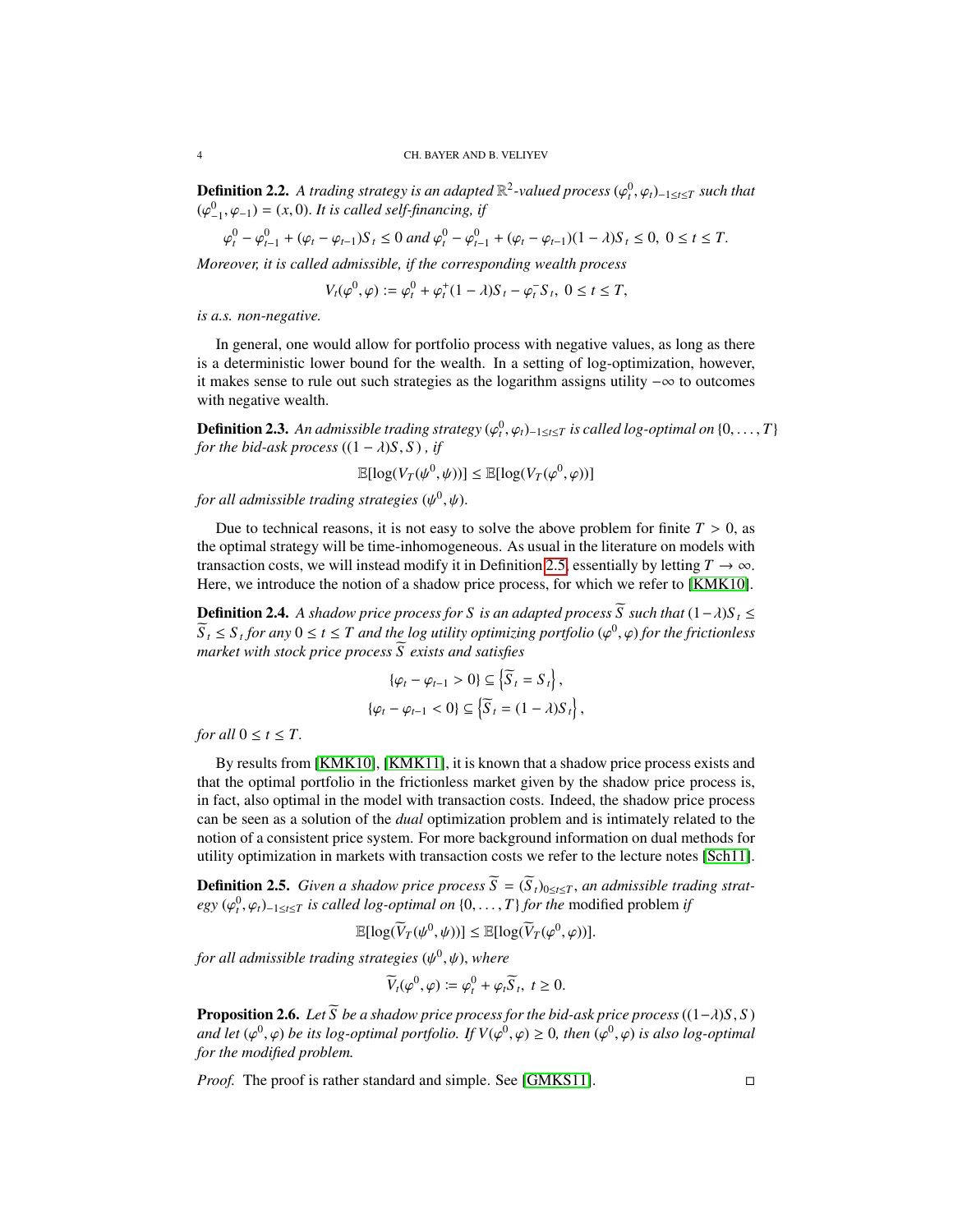**Definition 2.2.** *A trading strategy is an adapted $\mathbb{R}^2$-valued process $(\varphi^0_t, \varphi_t)_{-1\le t\le T}$ such that $(\varphi^0_{-1}, \varphi_{-1}) = (x, 0)$. It is called self-financing, if*

$$\varphi^0_t - \varphi^0_{t-1} + (\varphi_t - \varphi_{t-1})S_t \le 0 \text{ and } \varphi^0_t - \varphi^0_{t-1} + (\varphi_t - \varphi_{t-1})(1-\lambda)S_t \le 0, \ 0 \le t \le T.$$

*Moreover, it is called admissible, if the corresponding wealth process*

$$V_t(\varphi^0, \varphi) := \varphi^0_t + \varphi^+_t(1-\lambda)S_t - \varphi^-_t S_t, \ 0 \le t \le T,$$

*is a.s. non-negative.*

In general, one would allow for portfolio process with negative values, as long as there is a deterministic lower bound for the wealth. In a setting of log-optimization, however, it makes sense to rule out such strategies as the logarithm assigns utility $-\infty$ to outcomes with negative wealth.

**Definition 2.3.** *An admissible trading strategy $(\varphi^0_t, \varphi_t)_{-1\le t\le T}$ is called log-optimal on $\{0, \dots, T\}$ for the bid-ask process $((1-\lambda)S, S)$ , if*

$$\mathbb{E}[\log(V_T(\psi^0, \psi))] \le \mathbb{E}[\log(V_T(\varphi^0, \varphi))]$$

*for all admissible trading strategies $(\psi^0, \psi)$.*

Due to technical reasons, it is not easy to solve the above problem for finite $T > 0$, as the optimal strategy will be time-inhomogeneous. As usual in the literature on models with transaction costs, we will instead modify it in Definition 2.5, essentially by letting $T \to \infty$. Here, we introduce the notion of a shadow price process, for which we refer to [KMK10].

**Definition 2.4.** *A shadow price process for $S$ is an adapted process $\widetilde{S}$ such that $(1-\lambda)S_t \le \widetilde{S}_t \le S_t$ for any $0 \le t \le T$ and the log utility optimizing portfolio $(\varphi^0, \varphi)$ for the frictionless market with stock price process $\widetilde{S}$ exists and satisfies*

$$\{\varphi_t - \varphi_{t-1} > 0\} \subseteq \left\{\widetilde{S}_t = S_t\right\},$$
$$\{\varphi_t - \varphi_{t-1} < 0\} \subseteq \left\{\widetilde{S}_t = (1-\lambda)S_t\right\},$$

*for all $0 \le t \le T$.*

By results from [KMK10], [KMK11], it is known that a shadow price process exists and that the optimal portfolio in the frictionless market given by the shadow price process is, in fact, also optimal in the model with transaction costs. Indeed, the shadow price process can be seen as a solution of the *dual* optimization problem and is intimately related to the notion of a consistent price system. For more background information on dual methods for utility optimization in markets with transaction costs we refer to the lecture notes [Sch11].

**Definition 2.5.** *Given a shadow price process $\widetilde{S} = (\widetilde{S}_t)_{0\le t\le T}$, an admissible trading strategy $(\varphi^0_t, \varphi_t)_{-1\le t\le T}$ is called log-optimal on $\{0, \dots, T\}$ for the* modified problem *if*

$$\mathbb{E}[\log(\widetilde{V}_T(\psi^0, \psi))] \le \mathbb{E}[\log(\widetilde{V}_T(\varphi^0, \varphi))].$$

*for all admissible trading strategies $(\psi^0, \psi)$, where*

$$\widetilde{V}_t(\varphi^0, \varphi) := \varphi^0_t + \varphi_t\widetilde{S}_t, \ t \ge 0.$$

**Proposition 2.6.** *Let $\widetilde{S}$ be a shadow price process for the bid-ask price process $((1-\lambda)S, S)$ and let $(\varphi^0, \varphi)$ be its log-optimal portfolio. If $V(\varphi^0, \varphi) \ge 0$, then $(\varphi^0, \varphi)$ is also log-optimal for the modified problem.*

*Proof.* The proof is rather standard and simple. See [GMKS11]. □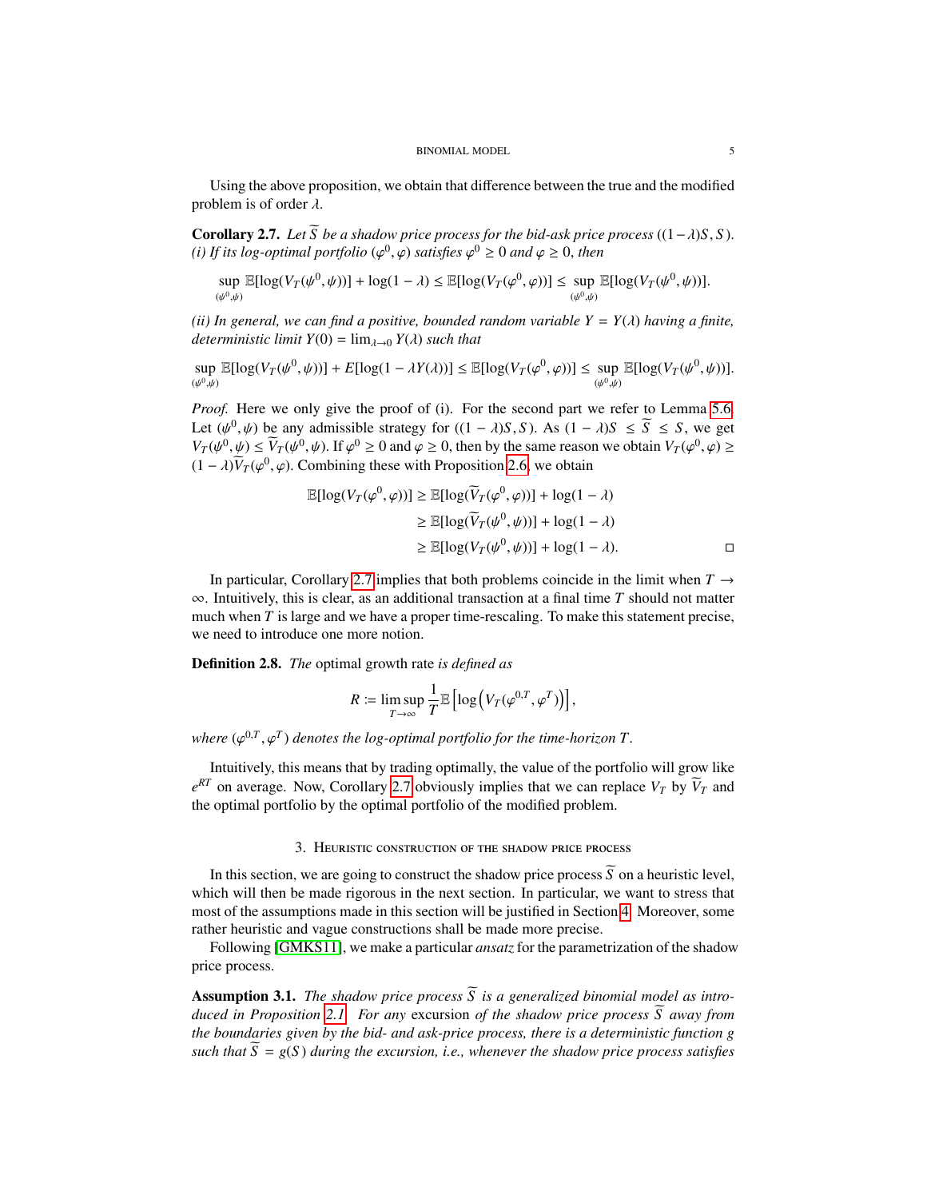Using the above proposition, we obtain that difference between the true and the modified problem is of order $\lambda$.

**Corollary 2.7.** *Let $\widetilde{S}$ be a shadow price process for the bid-ask price process $((1-\lambda)S, S)$.*
*(i) If its log-optimal portfolio $(\varphi^0, \varphi)$ satisfies $\varphi^0 \geq 0$ and $\varphi \geq 0$, then*

$$\sup_{(\psi^0,\psi)} \mathbb{E}[\log(V_T(\psi^0, \psi))] + \log(1-\lambda) \leq \mathbb{E}[\log(V_T(\varphi^0, \varphi))] \leq \sup_{(\psi^0,\psi)} \mathbb{E}[\log(V_T(\psi^0, \psi))].$$

*(ii) In general, we can find a positive, bounded random variable $Y = Y(\lambda)$ having a finite, deterministic limit $Y(0) = \lim_{\lambda \to 0} Y(\lambda)$ such that*

$$\sup_{(\psi^0,\psi)} \mathbb{E}[\log(V_T(\psi^0, \psi))] + E[\log(1-\lambda Y(\lambda))] \leq \mathbb{E}[\log(V_T(\varphi^0, \varphi))] \leq \sup_{(\psi^0,\psi)} \mathbb{E}[\log(V_T(\psi^0, \psi))].$$

*Proof.* Here we only give the proof of (i). For the second part we refer to Lemma 5.6. Let $(\psi^0, \psi)$ be any admissible strategy for $((1-\lambda)S, S)$. As $(1-\lambda)S \leq \widetilde{S} \leq S$, we get $V_T(\psi^0, \psi) \leq \widetilde{V}_T(\psi^0, \psi)$. If $\varphi^0 \geq 0$ and $\varphi \geq 0$, then by the same reason we obtain $V_T(\varphi^0, \varphi) \geq (1-\lambda)\widetilde{V}_T(\varphi^0, \varphi)$. Combining these with Proposition 2.6, we obtain

$$\begin{aligned}
\mathbb{E}[\log(V_T(\varphi^0, \varphi))] &\geq \mathbb{E}[\log(\widetilde{V}_T(\varphi^0, \varphi))] + \log(1-\lambda) \\
&\geq \mathbb{E}[\log(\widetilde{V}_T(\psi^0, \psi))] + \log(1-\lambda) \\
&\geq \mathbb{E}[\log(V_T(\psi^0, \psi))] + \log(1-\lambda).
\end{aligned}$$

□

In particular, Corollary 2.7 implies that both problems coincide in the limit when $T \to \infty$. Intuitively, this is clear, as an additional transaction at a final time $T$ should not matter much when $T$ is large and we have a proper time-rescaling. To make this statement precise, we need to introduce one more notion.

**Definition 2.8.** *The* optimal growth rate *is defined as*

$$R \coloneqq \limsup_{T \to \infty} \frac{1}{T} \mathbb{E}\left[\log\left(V_T(\varphi^{0,T}, \varphi^T)\right)\right],$$

*where $(\varphi^{0,T}, \varphi^T)$ denotes the log-optimal portfolio for the time-horizon $T$.*

Intuitively, this means that by trading optimally, the value of the portfolio will grow like $e^{RT}$ on average. Now, Corollary 2.7 obviously implies that we can replace $V_T$ by $\widetilde{V}_T$ and the optimal portfolio by the optimal portfolio of the modified problem.

## 3. Heuristic construction of the shadow price process

In this section, we are going to construct the shadow price process $\widetilde{S}$ on a heuristic level, which will then be made rigorous in the next section. In particular, we want to stress that most of the assumptions made in this section will be justified in Section 4. Moreover, some rather heuristic and vague constructions shall be made more precise.

Following [GMKS11], we make a particular *ansatz* for the parametrization of the shadow price process.

**Assumption 3.1.** *The shadow price process $\widetilde{S}$ is a generalized binomial model as introduced in Proposition 2.1. For any* excursion *of the shadow price process $\widetilde{S}$ away from the boundaries given by the bid- and ask-price process, there is a deterministic function $g$ such that $\widetilde{S} = g(S)$ during the excursion, i.e., whenever the shadow price process satisfies*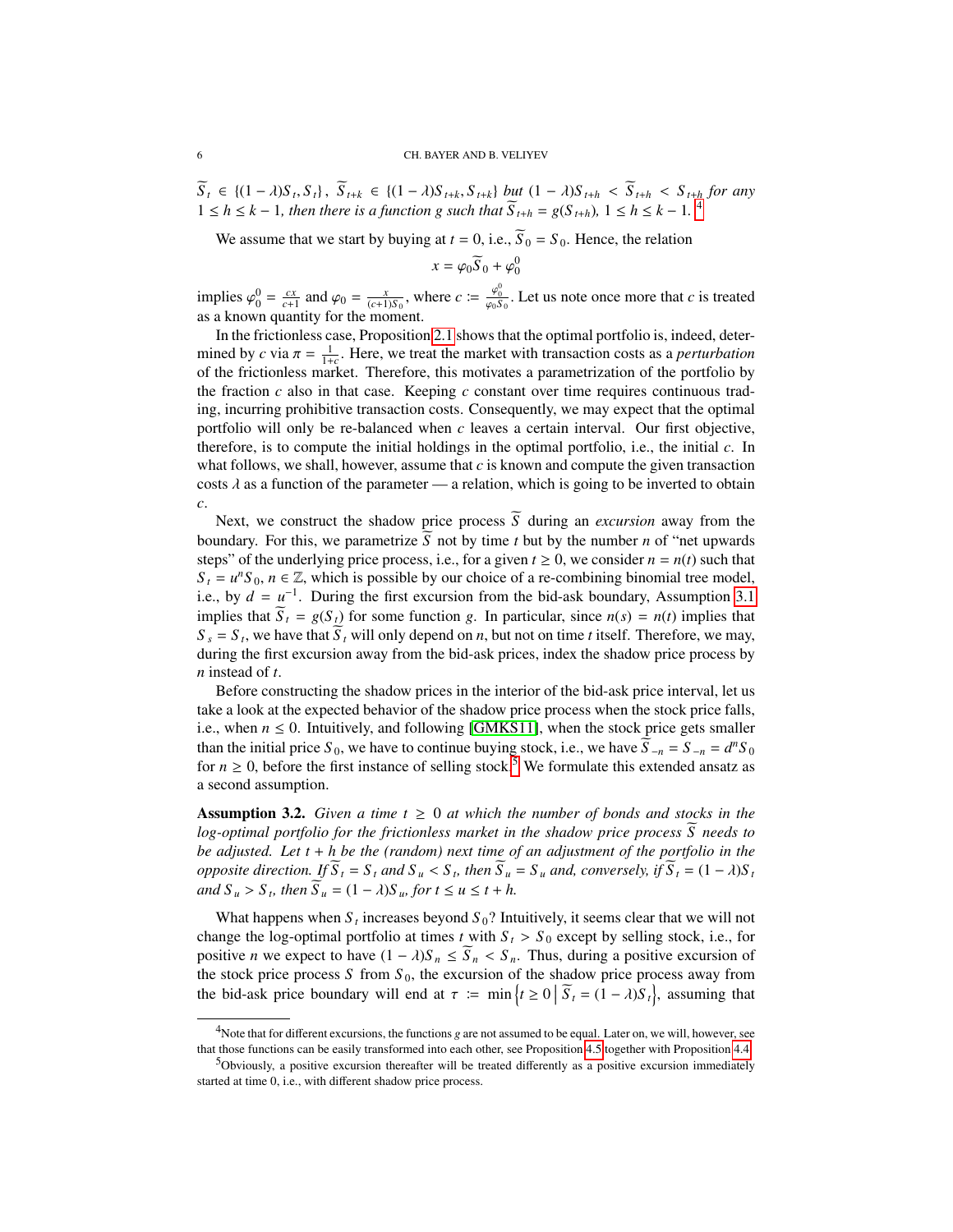$\widetilde{S}_t \in \{(1-\lambda)S_t, S_t\}$, $\widetilde{S}_{t+k} \in \{(1-\lambda)S_{t+k}, S_{t+k}\}$ *but* $(1-\lambda)S_{t+h} < \widetilde{S}_{t+h} < S_{t+h}$ *for any* $1 \le h \le k-1$, *then there is a function* $g$ *such that* $\widetilde{S}_{t+h} = g(S_{t+h})$, $1 \le h \le k-1$. [4]

We assume that we start by buying at $t = 0$, i.e., $\widetilde{S}_0 = S_0$. Hence, the relation

$$x = \varphi_0 \widetilde{S}_0 + \varphi_0^0$$

implies $\varphi_0^0 = \frac{cx}{c+1}$ and $\varphi_0 = \frac{x}{(c+1)S_0}$, where $c := \frac{\varphi_0^0}{\varphi_0 S_0}$. Let us note once more that $c$ is treated as a known quantity for the moment.

In the frictionless case, Proposition 2.1 shows that the optimal portfolio is, indeed, determined by $c$ via $\pi = \frac{1}{1+c}$. Here, we treat the market with transaction costs as a *perturbation* of the frictionless market. Therefore, this motivates a parametrization of the portfolio by the fraction $c$ also in that case. Keeping $c$ constant over time requires continuous trading, incurring prohibitive transaction costs. Consequently, we may expect that the optimal portfolio will only be re-balanced when $c$ leaves a certain interval. Our first objective, therefore, is to compute the initial holdings in the optimal portfolio, i.e., the initial $c$. In what follows, we shall, however, assume that $c$ is known and compute the given transaction costs $\lambda$ as a function of the parameter — a relation, which is going to be inverted to obtain $c$.

Next, we construct the shadow price process $\widetilde{S}$ during an *excursion* away from the boundary. For this, we parametrize $\widetilde{S}$ not by time $t$ but by the number $n$ of "net upwards steps" of the underlying price process, i.e., for a given $t \ge 0$, we consider $n = n(t)$ such that $S_t = u^n S_0$, $n \in \mathbb{Z}$, which is possible by our choice of a re-combining binomial tree model, i.e., by $d = u^{-1}$. During the first excursion from the bid-ask boundary, Assumption 3.1 implies that $\widetilde{S}_t = g(S_t)$ for some function $g$. In particular, since $n(s) = n(t)$ implies that $S_s = S_t$, we have that $\widetilde{S}_t$ will only depend on $n$, but not on time $t$ itself. Therefore, we may, during the first excursion away from the bid-ask prices, index the shadow price process by $n$ instead of $t$.

Before constructing the shadow prices in the interior of the bid-ask price interval, let us take a look at the expected behavior of the shadow price process when the stock price falls, i.e., when $n \le 0$. Intuitively, and following [GMKS11], when the stock price gets smaller than the initial price $S_0$, we have to continue buying stock, i.e., we have $\widetilde{S}_{-n} = S_{-n} = d^n S_0$ for $n \ge 0$, before the first instance of selling stock.[5] We formulate this extended ansatz as a second assumption.

**Assumption 3.2.** *Given a time* $t \ge 0$ *at which the number of bonds and stocks in the log-optimal portfolio for the frictionless market in the shadow price process* $\widetilde{S}$ *needs to be adjusted. Let* $t+h$ *be the (random) next time of an adjustment of the portfolio in the opposite direction. If* $\widetilde{S}_t = S_t$ *and* $S_u < S_t$, *then* $\widetilde{S}_u = S_u$ *and, conversely, if* $\widetilde{S}_t = (1-\lambda)S_t$ *and* $S_u > S_t$, *then* $\widetilde{S}_u = (1-\lambda)S_u$, *for* $t \le u \le t+h$.

What happens when $S_t$ increases beyond $S_0$? Intuitively, it seems clear that we will not change the log-optimal portfolio at times $t$ with $S_t > S_0$ except by selling stock, i.e., for positive $n$ we expect to have $(1-\lambda)S_n \le \widetilde{S}_n < S_n$. Thus, during a positive excursion of the stock price process $S$ from $S_0$, the excursion of the shadow price process away from the bid-ask price boundary will end at $\tau := \min\left\{ t \ge 0 \,\middle|\, \widetilde{S}_t = (1-\lambda)S_t \right\}$, assuming that

---

[4] Note that for different excursions, the functions $g$ are not assumed to be equal. Later on, we will, however, see that those functions can be easily transformed into each other, see Proposition 4.5 together with Proposition 4.4.

[5] Obviously, a positive excursion thereafter will be treated differently as a positive excursion immediately started at time 0, i.e., with different shadow price process.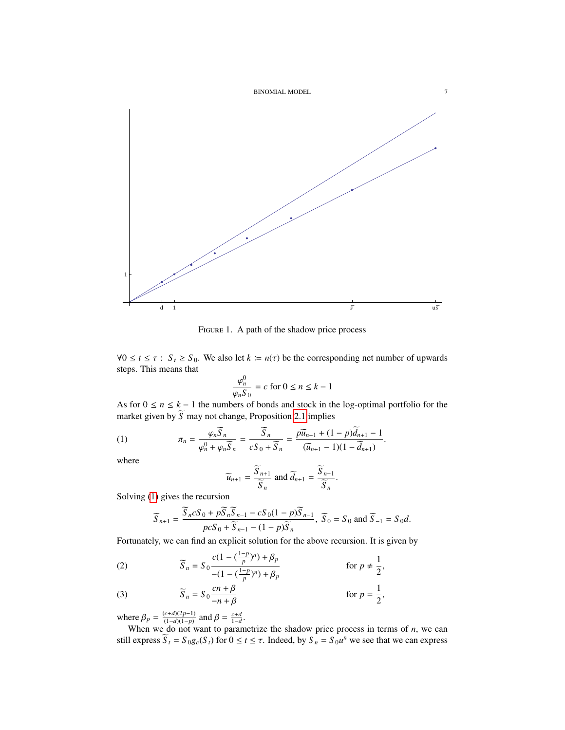Figure 1. A path of the shadow price process

$\forall 0 \le t \le \tau: \ S_t \ge S_0$. We also let $k := n(\tau)$ be the corresponding net number of upwards steps. This means that

$$\frac{\varphi_n^0}{\varphi_n S_0} = c \text{ for } 0 \le n \le k-1$$

As for $0 \le n \le k-1$ the numbers of bonds and stock in the log-optimal portfolio for the market given by $\widetilde{S}$ may not change, Proposition 2.1 implies

$$\pi_n = \frac{\varphi_n \widetilde{S}_n}{\varphi_n^0 + \varphi_n \widetilde{S}_n} = \frac{\widetilde{S}_n}{cS_0 + \widetilde{S}_n} = \frac{p\widetilde{u}_{n+1} + (1-p)\widetilde{d}_{n+1} - 1}{(\widetilde{u}_{n+1} - 1)(1 - \widetilde{d}_{n+1})}. \tag{1}$$

where

$$\widetilde{u}_{n+1} = \frac{\widetilde{S}_{n+1}}{\widetilde{S}_n} \text{ and } \widetilde{d}_{n+1} = \frac{\widetilde{S}_{n-1}}{\widetilde{S}_n}.$$

Solving (1) gives the recursion

$$\widetilde{S}_{n+1} = \frac{\widetilde{S}_n c S_0 + p\widetilde{S}_n \widetilde{S}_{n-1} - cS_0(1-p)\widetilde{S}_{n-1}}{pcS_0 + \widetilde{S}_{n-1} - (1-p)\widetilde{S}_n}, \ \widetilde{S}_0 = S_0 \text{ and } \widetilde{S}_{-1} = S_0 d.$$

Fortunately, we can find an explicit solution for the above recursion. It is given by

$$\widetilde{S}_n = S_0 \frac{c(1 - (\frac{1-p}{p})^n) + \beta_p}{-(1 - (\frac{1-p}{p})^n) + \beta_p} \qquad \text{for } p \neq \frac{1}{2}, \tag{2}$$

$$\widetilde{S}_n = S_0 \frac{cn + \beta}{-n + \beta} \qquad \text{for } p = \frac{1}{2}, \tag{3}$$

where $\beta_p = \frac{(c+d)(2p-1)}{(1-d)(1-p)}$ and $\beta = \frac{c+d}{1-d}$.

When we do not want to parametrize the shadow price process in terms of $n$, we can still express $\widetilde{S}_t = S_0 g_c(S_t)$ for $0 \le t \le \tau$. Indeed, by $S_n = S_0 u^n$ we see that we can express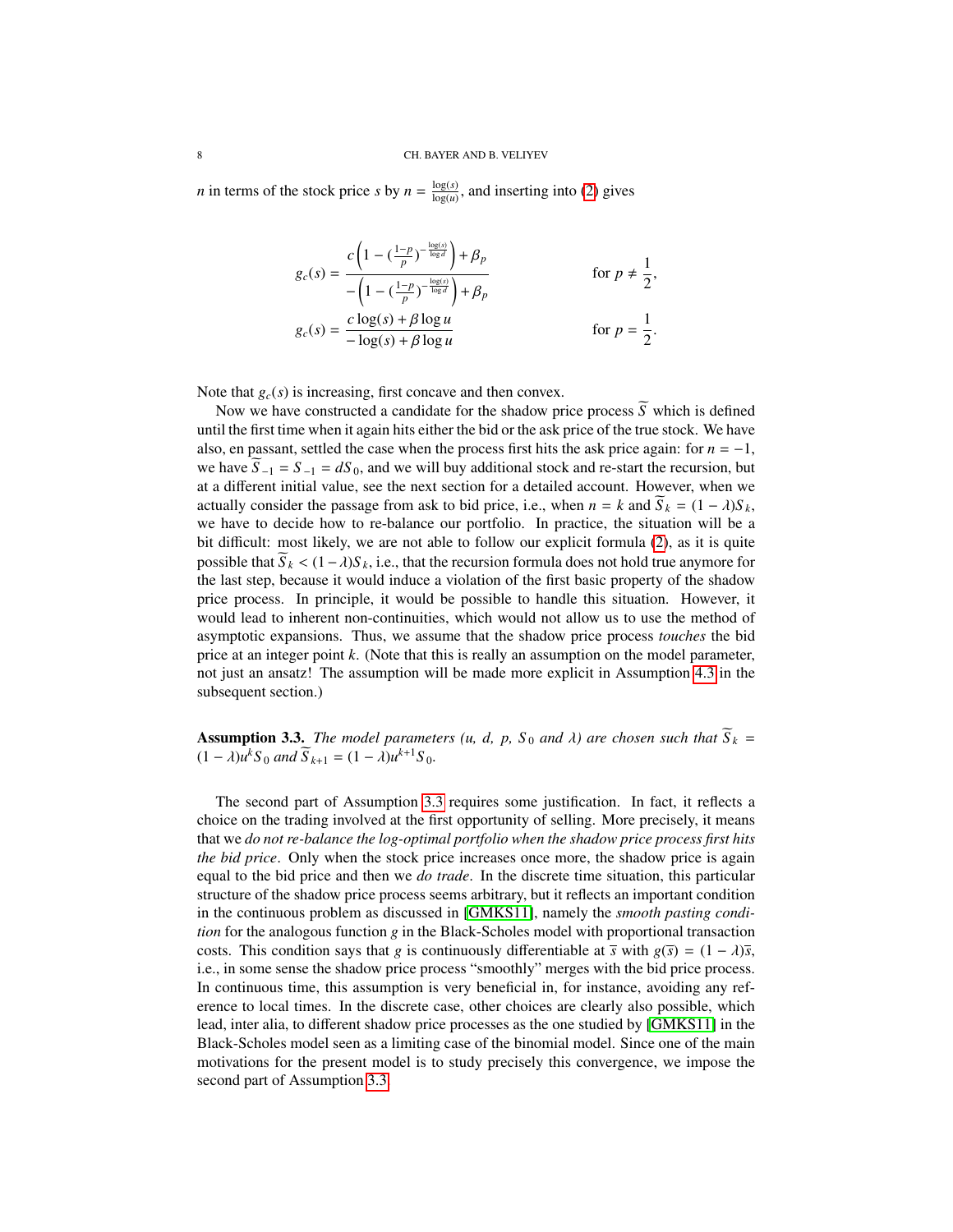$n$ in terms of the stock price $s$ by $n = \frac{\log(s)}{\log(u)}$, and inserting into (2) gives

$$
\begin{aligned}
g_c(s) &= \frac{c\left(1 - (\frac{1-p}{p})^{-\frac{\log(s)}{\log d}}\right) + \beta_p}{-\left(1 - (\frac{1-p}{p})^{-\frac{\log(s)}{\log d}}\right) + \beta_p} \qquad && \text{for } p \neq \frac{1}{2}, \\
g_c(s) &= \frac{c\log(s) + \beta\log u}{-\log(s) + \beta\log u} && \text{for } p = \frac{1}{2}.
\end{aligned}
$$

Note that $g_c(s)$ is increasing, first concave and then convex.

Now we have constructed a candidate for the shadow price process $\widetilde{S}$ which is defined until the first time when it again hits either the bid or the ask price of the true stock. We have also, en passant, settled the case when the process first hits the ask price again: for $n = -1$, we have $\widetilde{S}_{-1} = S_{-1} = dS_0$, and we will buy additional stock and re-start the recursion, but at a different initial value, see the next section for a detailed account. However, when we actually consider the passage from ask to bid price, i.e., when $n = k$ and $\widetilde{S}_k = (1-\lambda)S_k$, we have to decide how to re-balance our portfolio. In practice, the situation will be a bit difficult: most likely, we are not able to follow our explicit formula (2), as it is quite possible that $\widetilde{S}_k < (1-\lambda)S_k$, i.e., that the recursion formula does not hold true anymore for the last step, because it would induce a violation of the first basic property of the shadow price process. In principle, it would be possible to handle this situation. However, it would lead to inherent non-continuities, which would not allow us to use the method of asymptotic expansions. Thus, we assume that the shadow price process *touches* the bid price at an integer point $k$. (Note that this is really an assumption on the model parameter, not just an ansatz! The assumption will be made more explicit in Assumption 4.3 in the subsequent section.)

**Assumption 3.3.** *The model parameters ($u$, $d$, $p$, $S_0$ and $\lambda$) are chosen such that $\widetilde{S}_k = (1-\lambda)u^k S_0$ and $\widetilde{S}_{k+1} = (1-\lambda)u^{k+1}S_0$.*

The second part of Assumption 3.3 requires some justification. In fact, it reflects a choice on the trading involved at the first opportunity of selling. More precisely, it means that we *do not re-balance the log-optimal portfolio when the shadow price process first hits the bid price*. Only when the stock price increases once more, the shadow price is again equal to the bid price and then we *do trade*. In the discrete time situation, this particular structure of the shadow price process seems arbitrary, but it reflects an important condition in the continuous problem as discussed in [GMKS11], namely the *smooth pasting condition* for the analogous function $g$ in the Black-Scholes model with proportional transaction costs. This condition says that $g$ is continuously differentiable at $\overline{s}$ with $g(\overline{s}) = (1-\lambda)\overline{s}$, i.e., in some sense the shadow price process "smoothly" merges with the bid price process. In continuous time, this assumption is very beneficial in, for instance, avoiding any reference to local times. In the discrete case, other choices are clearly also possible, which lead, inter alia, to different shadow price processes as the one studied by [GMKS11] in the Black-Scholes model seen as a limiting case of the binomial model. Since one of the main motivations for the present model is to study precisely this convergence, we impose the second part of Assumption 3.3.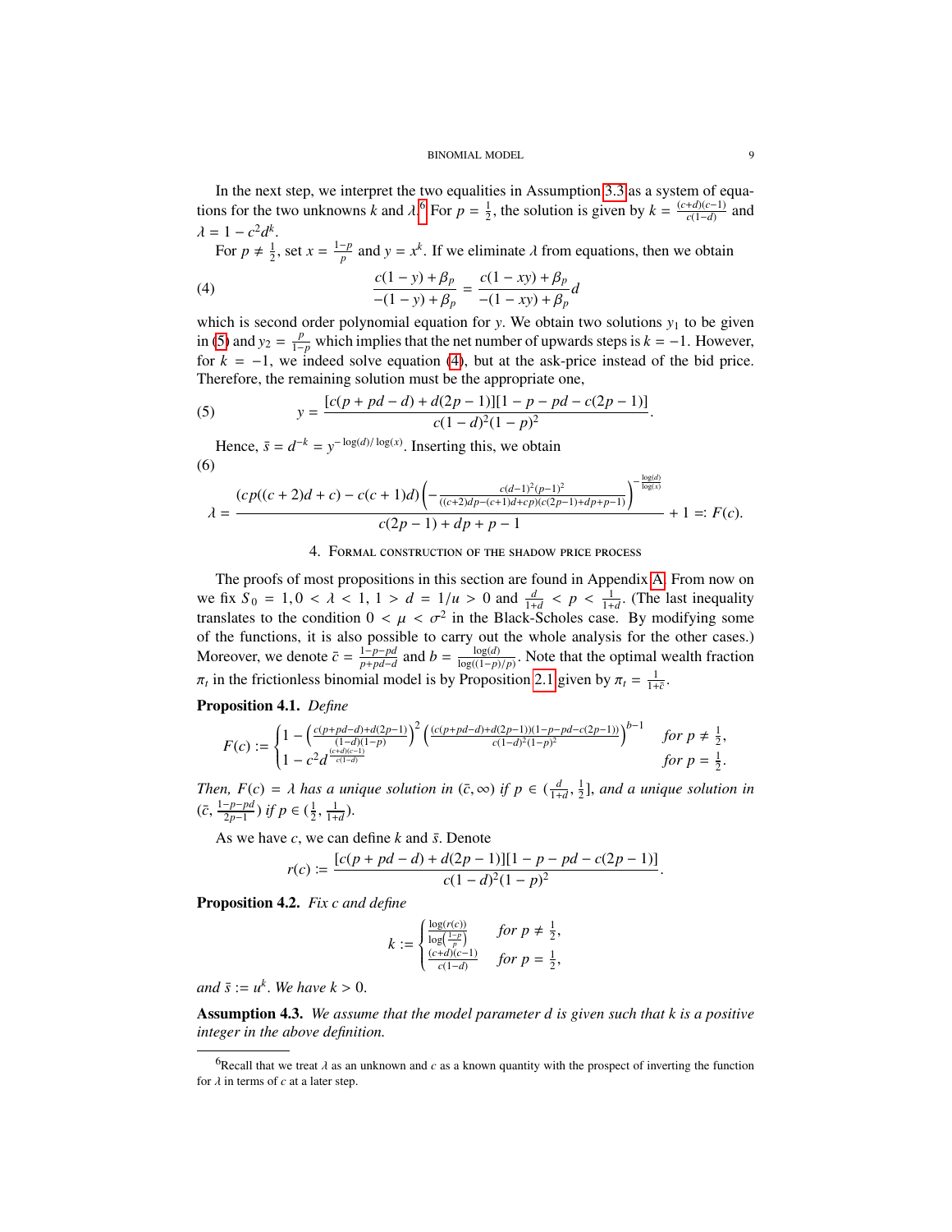In the next step, we interpret the two equalities in Assumption 3.3 as a system of equations for the two unknowns $k$ and $\lambda$.[6] For $p = \frac{1}{2}$, the solution is given by $k = \frac{(c+d)(c-1)}{c(1-d)}$ and $\lambda = 1 - c^2 d^k$.

For $p \neq \frac{1}{2}$, set $x = \frac{1-p}{p}$ and $y = x^k$. If we eliminate $\lambda$ from equations, then we obtain

$$\frac{c(1-y) + \beta_p}{-(1-y) + \beta_p} = \frac{c(1-xy) + \beta_p}{-(1-xy) + \beta_p} d \tag{4}$$

which is second order polynomial equation for $y$. We obtain two solutions $y_1$ to be given in (5) and $y_2 = \frac{p}{1-p}$ which implies that the net number of upwards steps is $k = -1$. However, for $k = -1$, we indeed solve equation (4), but at the ask-price instead of the bid price. Therefore, the remaining solution must be the appropriate one,

$$y = \frac{[c(p + pd - d) + d(2p-1)][1 - p - pd - c(2p-1)]}{c(1-d)^2(1-p)^2}. \tag{5}$$

Hence, $\bar{s} = d^{-k} = y^{-\log(d)/\log(x)}$. Inserting this, we obtain

$$\lambda = \frac{(cp((c+2)d + c) - c(c+1)d)\left(-\frac{c(d-1)^2(p-1)^2}{((c+2)dp-(c+1)d+cp)(c(2p-1)+dp+p-1)}\right)^{-\frac{\log(d)}{\log(x)}}}{c(2p-1) + dp + p - 1} + 1 =: F(c). \tag{6}$$

## 4. Formal construction of the shadow price process

The proofs of most propositions in this section are found in Appendix A. From now on we fix $S_0 = 1, 0 < \lambda < 1, 1 > d = 1/u > 0$ and $\frac{d}{1+d} < p < \frac{1}{1+d}$. (The last inequality translates to the condition $0 < \mu < \sigma^2$ in the Black-Scholes case. By modifying some of the functions, it is also possible to carry out the whole analysis for the other cases.) Moreover, we denote $\bar{c} = \frac{1-p-pd}{p+pd-d}$ and $b = \frac{\log(d)}{\log((1-p)/p)}$. Note that the optimal wealth fraction $\pi_t$ in the frictionless binomial model is by Proposition 2.1 given by $\pi_t = \frac{1}{1+\bar{c}}$.

**Proposition 4.1.** *Define*

$$F(c) := \begin{cases} 1 - \left(\frac{c(p+pd-d)+d(2p-1)}{(1-d)(1-p)}\right)^2 \left(\frac{(c(p+pd-d)+d(2p-1))(1-p-pd-c(2p-1))}{c(1-d)^2(1-p)^2}\right)^{b-1} & \text{for } p \neq \frac{1}{2}, \\ 1 - c^2 d^{\frac{(c+d)(c-1)}{c(1-d)}} & \text{for } p = \frac{1}{2}. \end{cases}$$

*Then, $F(c) = \lambda$ has a unique solution in $(\bar{c}, \infty)$ if $p \in (\frac{d}{1+d}, \frac{1}{2}]$, and a unique solution in $(\bar{c}, \frac{1-p-pd}{2p-1})$ if $p \in (\frac{1}{2}, \frac{1}{1+d})$.*

As we have $c$, we can define $k$ and $\bar{s}$. Denote

$$r(c) := \frac{[c(p + pd - d) + d(2p-1)][1 - p - pd - c(2p-1)]}{c(1-d)^2(1-p)^2}.$$

**Proposition 4.2.** *Fix $c$ and define*

$$k := \begin{cases} \frac{\log(r(c))}{\log\left(\frac{1-p}{p}\right)} & \text{for } p \neq \frac{1}{2}, \\ \frac{(c+d)(c-1)}{c(1-d)} & \text{for } p = \frac{1}{2}, \end{cases}$$

*and $\bar{s} := u^k$. We have $k > 0$.*

**Assumption 4.3.** *We assume that the model parameter $d$ is given such that $k$ is a positive integer in the above definition.*

[6] Recall that we treat $\lambda$ as an unknown and $c$ as a known quantity with the prospect of inverting the function for $\lambda$ in terms of $c$ at a later step.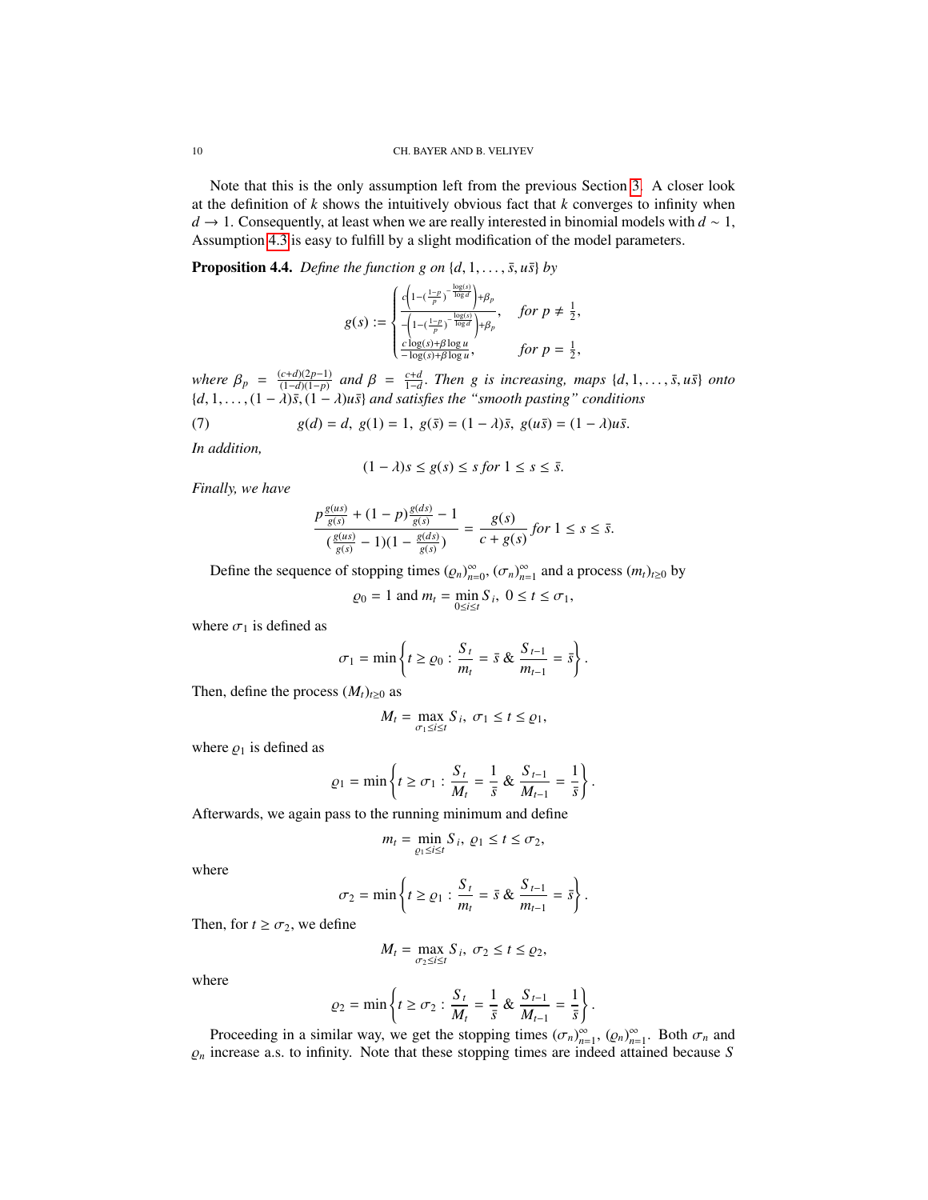Note that this is the only assumption left from the previous Section 3. A closer look at the definition of $k$ shows the intuitively obvious fact that $k$ converges to infinity when $d \to 1$. Consequently, at least when we are really interested in binomial models with $d \sim 1$, Assumption 4.3 is easy to fulfill by a slight modification of the model parameters.

**Proposition 4.4.** *Define the function $g$ on $\{d, 1, \dots, \bar{s}, u\bar{s}\}$ by*

$$g(s) := \begin{cases} \dfrac{c\left(1-\left(\frac{1-p}{p}\right)^{-\frac{\log(s)}{\log d}}\right)+\beta_p}{-\left(1-\left(\frac{1-p}{p}\right)^{-\frac{\log(s)}{\log d}}\right)+\beta_p}, & \text{for } p \neq \frac{1}{2}, \\ \dfrac{c\log(s)+\beta\log u}{-\log(s)+\beta\log u}, & \text{for } p = \frac{1}{2}, \end{cases}$$

*where $\beta_p = \frac{(c+d)(2p-1)}{(1-d)(1-p)}$ and $\beta = \frac{c+d}{1-d}$. Then $g$ is increasing, maps $\{d, 1, \dots, \bar{s}, u\bar{s}\}$ onto $\{d, 1, \dots, (1-\lambda)\bar{s}, (1-\lambda)u\bar{s}\}$ and satisfies the "smooth pasting" conditions*

$$g(d) = d,\ g(1) = 1,\ g(\bar{s}) = (1-\lambda)\bar{s},\ g(u\bar{s}) = (1-\lambda)u\bar{s}. \tag{7}$$

*In addition,*

$$(1-\lambda)s \leq g(s) \leq s \text{ for } 1 \leq s \leq \bar{s}.$$

*Finally, we have*

$$\frac{p\frac{g(us)}{g(s)} + (1-p)\frac{g(ds)}{g(s)} - 1}{\left(\frac{g(us)}{g(s)} - 1\right)\left(1 - \frac{g(ds)}{g(s)}\right)} = \frac{g(s)}{c+g(s)} \text{ for } 1 \leq s \leq \bar{s}.$$

Define the sequence of stopping times $(\varrho_n)_{n=0}^{\infty}$, $(\sigma_n)_{n=1}^{\infty}$ and a process $(m_t)_{t\geq 0}$ by

$$\varrho_0 = 1 \text{ and } m_t = \min_{0\leq i\leq t} S_i,\ 0 \leq t \leq \sigma_1,$$

where $\sigma_1$ is defined as

$$\sigma_1 = \min\left\{t \geq \varrho_0 : \frac{S_t}{m_t} = \bar{s}\ \&\ \frac{S_{t-1}}{m_{t-1}} = \bar{s}\right\}.$$

Then, define the process $(M_t)_{t\geq 0}$ as

$$M_t = \max_{\sigma_1\leq i\leq t} S_i,\ \sigma_1 \leq t \leq \varrho_1,$$

where $\varrho_1$ is defined as

$$\varrho_1 = \min\left\{t \geq \sigma_1 : \frac{S_t}{M_t} = \frac{1}{\bar{s}}\ \&\ \frac{S_{t-1}}{M_{t-1}} = \frac{1}{\bar{s}}\right\}.$$

Afterwards, we again pass to the running minimum and define

$$m_t = \min_{\varrho_1\leq i\leq t} S_i,\ \varrho_1 \leq t \leq \sigma_2,$$

where

$$\sigma_2 = \min\left\{t \geq \varrho_1 : \frac{S_t}{m_t} = \bar{s}\ \&\ \frac{S_{t-1}}{m_{t-1}} = \bar{s}\right\}.$$

Then, for $t \geq \sigma_2$, we define

$$M_t = \max_{\sigma_2\leq i\leq t} S_i,\ \sigma_2 \leq t \leq \varrho_2,$$

where

$$\varrho_2 = \min\left\{t \geq \sigma_2 : \frac{S_t}{M_t} = \frac{1}{\bar{s}}\ \&\ \frac{S_{t-1}}{M_{t-1}} = \frac{1}{\bar{s}}\right\}.$$

Proceeding in a similar way, we get the stopping times $(\sigma_n)_{n=1}^{\infty}$, $(\varrho_n)_{n=1}^{\infty}$. Both $\sigma_n$ and $\varrho_n$ increase a.s. to infinity. Note that these stopping times are indeed attained because $S$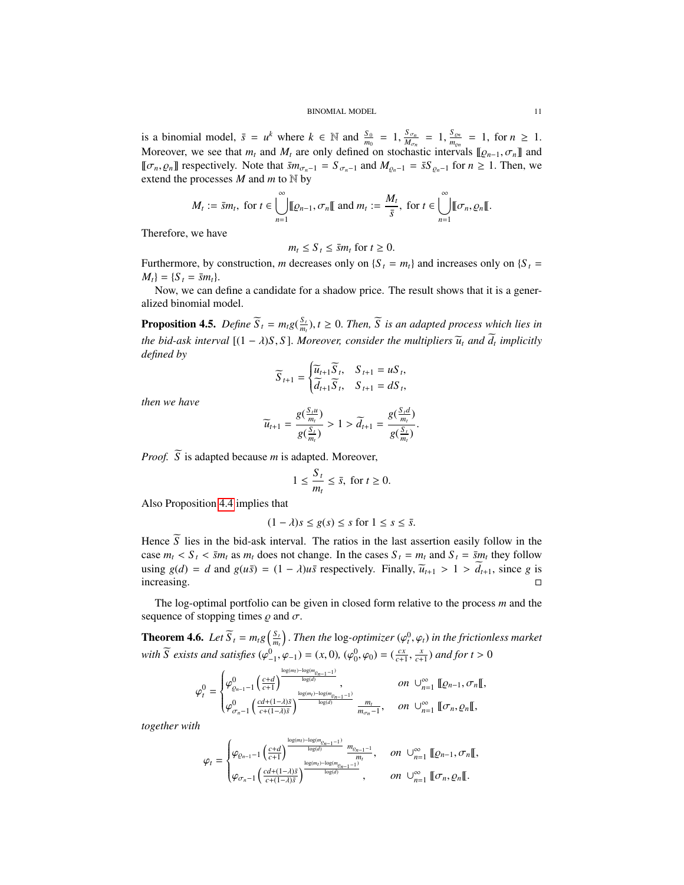is a binomial model, $\bar{s} = u^k$ where $k \in \mathbb{N}$ and $\frac{S_0}{m_0} = 1, \frac{S_{\sigma_n}}{M_{\sigma_n}} = 1, \frac{S_{\varrho_n}}{m_{\varrho_n}} = 1$, for $n \geq 1$. Moreover, we see that $m_t$ and $M_t$ are only defined on stochastic intervals $[\![\varrho_{n-1}, \sigma_n]\!]$ and $[\![\sigma_n, \varrho_n]\!]$ respectively. Note that $\bar{s}m_{\sigma_n-1} = S_{\sigma_n-1}$ and $M_{\varrho_n-1} = \bar{s}S_{\varrho_n-1}$ for $n \geq 1$. Then, we extend the processes $M$ and $m$ to $\mathbb{N}$ by

$$M_t := \bar{s}m_t, \text{ for } t \in \bigcup_{n=1}^{\infty} [\![\varrho_{n-1}, \sigma_n[\![ \text{ and } m_t := \frac{M_t}{\bar{s}}, \text{ for } t \in \bigcup_{n=1}^{\infty} [\![\sigma_n, \varrho_n[\![.$$

Therefore, we have

$$m_t \leq S_t \leq \bar{s}m_t \text{ for } t \geq 0.$$

Furthermore, by construction, $m$ decreases only on $\{S_t = m_t\}$ and increases only on $\{S_t = M_t\} = \{S_t = \bar{s}m_t\}$.

Now, we can define a candidate for a shadow price. The result shows that it is a generalized binomial model.

**Proposition 4.5.** *Define $\widetilde{S}_t = m_t g(\frac{S_t}{m_t}), t \geq 0$. Then, $\widetilde{S}$ is an adapted process which lies in the bid-ask interval $[(1-\lambda)S, S]$. Moreover, consider the multipliers $\widetilde{u}_t$ and $\widetilde{d}_t$ implicitly defined by*

$$\widetilde{S}_{t+1} = \begin{cases} \widetilde{u}_{t+1}\widetilde{S}_t, & S_{t+1} = uS_t, \\ \widetilde{d}_{t+1}\widetilde{S}_t, & S_{t+1} = dS_t, \end{cases}$$

*then we have*

$$\widetilde{u}_{t+1} = \frac{g(\frac{S_t u}{m_t})}{g(\frac{S_t}{m_t})} > 1 > \widetilde{d}_{t+1} = \frac{g(\frac{S_t d}{m_t})}{g(\frac{S_t}{m_t})}.$$

*Proof.* $\widetilde{S}$ is adapted because $m$ is adapted. Moreover,

$$1 \leq \frac{S_t}{m_t} \leq \bar{s}, \text{ for } t \geq 0.$$

Also Proposition 4.4 implies that

$$(1-\lambda)s \leq g(s) \leq s \text{ for } 1 \leq s \leq \bar{s}.$$

Hence $\widetilde{S}$ lies in the bid-ask interval. The ratios in the last assertion easily follow in the case $m_t < S_t < \bar{s}m_t$ as $m_t$ does not change. In the cases $S_t = m_t$ and $S_t = \bar{s}m_t$ they follow using $g(d) = d$ and $g(u\bar{s}) = (1-\lambda)u\bar{s}$ respectively. Finally, $\widetilde{u}_{t+1} > 1 > \widetilde{d}_{t+1}$, since $g$ is increasing. □

The log-optimal portfolio can be given in closed form relative to the process $m$ and the sequence of stopping times $\varrho$ and $\sigma$.

**Theorem 4.6.** *Let $\widetilde{S}_t = m_t g\left(\frac{S_t}{m_t}\right)$. Then the* log*-optimizer $(\varphi_t^0, \varphi_t)$ in the frictionless market with $\widetilde{S}$ exists and satisfies $(\varphi_{-1}^0, \varphi_{-1}) = (x, 0)$, $(\varphi_0^0, \varphi_0) = (\frac{cx}{c+1}, \frac{x}{c+1})$ and for $t > 0$*

$$\varphi_t^0 = \begin{cases} \varphi^0_{\varrho_{n-1}-1}\left(\frac{c+d}{c+1}\right)^{\frac{\log(m_t)-\log(m_{\varrho_{n-1}-1})}{\log(d)}}, & \text{on } \cup_{n=1}^{\infty} [\![\varrho_{n-1}, \sigma_n[\![, \\ \varphi^0_{\sigma_n-1}\left(\frac{cd+(1-\lambda)\bar{s}}{c+(1-\lambda)\bar{s}}\right)^{\frac{\log(m_t)-\log(m_{\varrho_{n-1}-1})}{\log(d)}} \frac{m_t}{m_{\sigma_n-1}}, & \text{on } \cup_{n=1}^{\infty} [\![\sigma_n, \varrho_n[\![, \end{cases}$$

*together with*

$$\varphi_t = \begin{cases} \varphi_{\varrho_{n-1}-1}\left(\frac{c+d}{c+1}\right)^{\frac{\log(m_t)-\log(m_{\varrho_{n-1}-1})}{\log(d)}} \frac{m_{\varrho_{n-1}-1}}{m_t}, & \text{on } \cup_{n=1}^{\infty} [\![\varrho_{n-1}, \sigma_n[\![, \\ \varphi_{\sigma_n-1}\left(\frac{cd+(1-\lambda)\bar{s}}{c+(1-\lambda)\bar{s}}\right)^{\frac{\log(m_t)-\log(m_{\varrho_{n-1}-1})}{\log(d)}}, & \text{on } \cup_{n=1}^{\infty} [\![\sigma_n, \varrho_n[\![. \end{cases}$$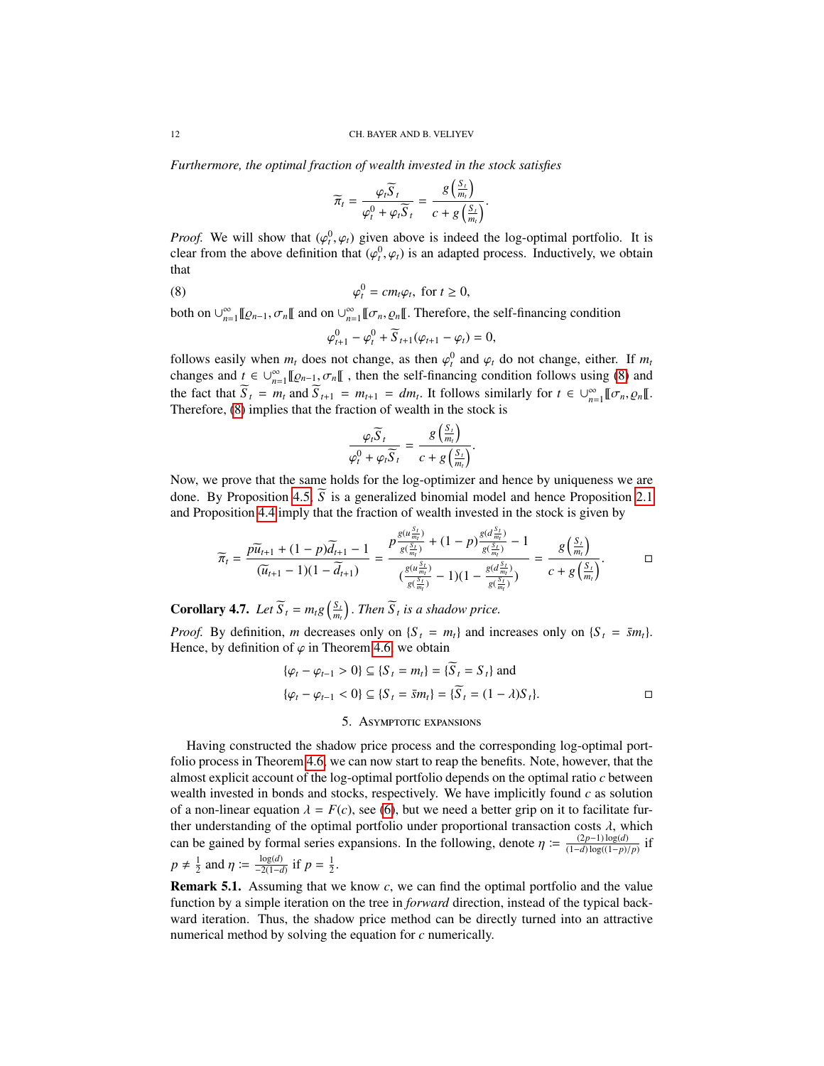*Furthermore, the optimal fraction of wealth invested in the stock satisfies*

$$\widetilde{\pi}_t = \frac{\varphi_t \widetilde{S}_t}{\varphi_t^0 + \varphi_t \widetilde{S}_t} = \frac{g\left(\frac{S_t}{m_t}\right)}{c + g\left(\frac{S_t}{m_t}\right)}.$$

*Proof.* We will show that $(\varphi_t^0, \varphi_t)$ given above is indeed the log-optimal portfolio. It is clear from the above definition that $(\varphi_t^0, \varphi_t)$ is an adapted process. Inductively, we obtain that

$$\varphi_t^0 = c m_t \varphi_t, \text{ for } t \geq 0, \tag{8}$$

both on $\cup_{n=1}^\infty [\![\varrho_{n-1}, \sigma_n[\![$ and on $\cup_{n=1}^\infty [\![\sigma_n, \varrho_n[\![$. Therefore, the self-financing condition

$$\varphi_{t+1}^0 - \varphi_t^0 + \widetilde{S}_{t+1}(\varphi_{t+1} - \varphi_t) = 0,$$

follows easily when $m_t$ does not change, as then $\varphi_t^0$ and $\varphi_t$ do not change, either. If $m_t$ changes and $t \in \cup_{n=1}^\infty [\![\varrho_{n-1}, \sigma_n[\![$ , then the self-financing condition follows using (8) and the fact that $\widetilde{S}_t = m_t$ and $\widetilde{S}_{t+1} = m_{t+1} = d m_t$. It follows similarly for $t \in \cup_{n=1}^\infty [\![\sigma_n, \varrho_n[\![$. Therefore, (8) implies that the fraction of wealth in the stock is

$$\frac{\varphi_t \widetilde{S}_t}{\varphi_t^0 + \varphi_t \widetilde{S}_t} = \frac{g\left(\frac{S_t}{m_t}\right)}{c + g\left(\frac{S_t}{m_t}\right)}.$$

Now, we prove that the same holds for the log-optimizer and hence by uniqueness we are done. By Proposition 4.5, $\widetilde{S}$ is a generalized binomial model and hence Proposition 2.1 and Proposition 4.4 imply that the fraction of wealth invested in the stock is given by

$$\widetilde{\pi}_t = \frac{p\widetilde{u}_{t+1} + (1-p)\widetilde{d}_{t+1} - 1}{(\widetilde{u}_{t+1} - 1)(1 - \widetilde{d}_{t+1})} = \frac{p\frac{g(u\frac{S_t}{m_t})}{g(\frac{S_t}{m_t})} + (1-p)\frac{g(d\frac{S_t}{m_t})}{g(\frac{S_t}{m_t})} - 1}{(\frac{g(u\frac{S_t}{m_t})}{g(\frac{S_t}{m_t})} - 1)(1 - \frac{g(d\frac{S_t}{m_t})}{g(\frac{S_t}{m_t})})} = \frac{g\left(\frac{S_t}{m_t}\right)}{c + g\left(\frac{S_t}{m_t}\right)}.$$

□

**Corollary 4.7.** *Let $\widetilde{S}_t = m_t g\left(\frac{S_t}{m_t}\right)$. Then $\widetilde{S}_t$ is a shadow price.*

*Proof.* By definition, $m$ decreases only on $\{S_t = m_t\}$ and increases only on $\{S_t = \bar{s} m_t\}$. Hence, by definition of $\varphi$ in Theorem 4.6, we obtain

$$\{\varphi_t - \varphi_{t-1} > 0\} \subseteq \{S_t = m_t\} = \{\widetilde{S}_t = S_t\} \text{ and}$$
$$\{\varphi_t - \varphi_{t-1} < 0\} \subseteq \{S_t = \bar{s} m_t\} = \{\widetilde{S}_t = (1-\lambda) S_t\}.$$

□

## 5. Asymptotic expansions

Having constructed the shadow price process and the corresponding log-optimal portfolio process in Theorem 4.6, we can now start to reap the benefits. Note, however, that the almost explicit account of the log-optimal portfolio depends on the optimal ratio $c$ between wealth invested in bonds and stocks, respectively. We have implicitly found $c$ as solution of a non-linear equation $\lambda = F(c)$, see (6), but we need a better grip on it to facilitate further understanding of the optimal portfolio under proportional transaction costs $\lambda$, which can be gained by formal series expansions. In the following, denote $\eta := \frac{(2p-1)\log(d)}{(1-d)\log((1-p)/p)}$ if $p \neq \frac{1}{2}$ and $\eta := \frac{\log(d)}{-2(1-d)}$ if $p = \frac{1}{2}$.

**Remark 5.1.** Assuming that we know $c$, we can find the optimal portfolio and the value function by a simple iteration on the tree in *forward* direction, instead of the typical backward iteration. Thus, the shadow price method can be directly turned into an attractive numerical method by solving the equation for $c$ numerically.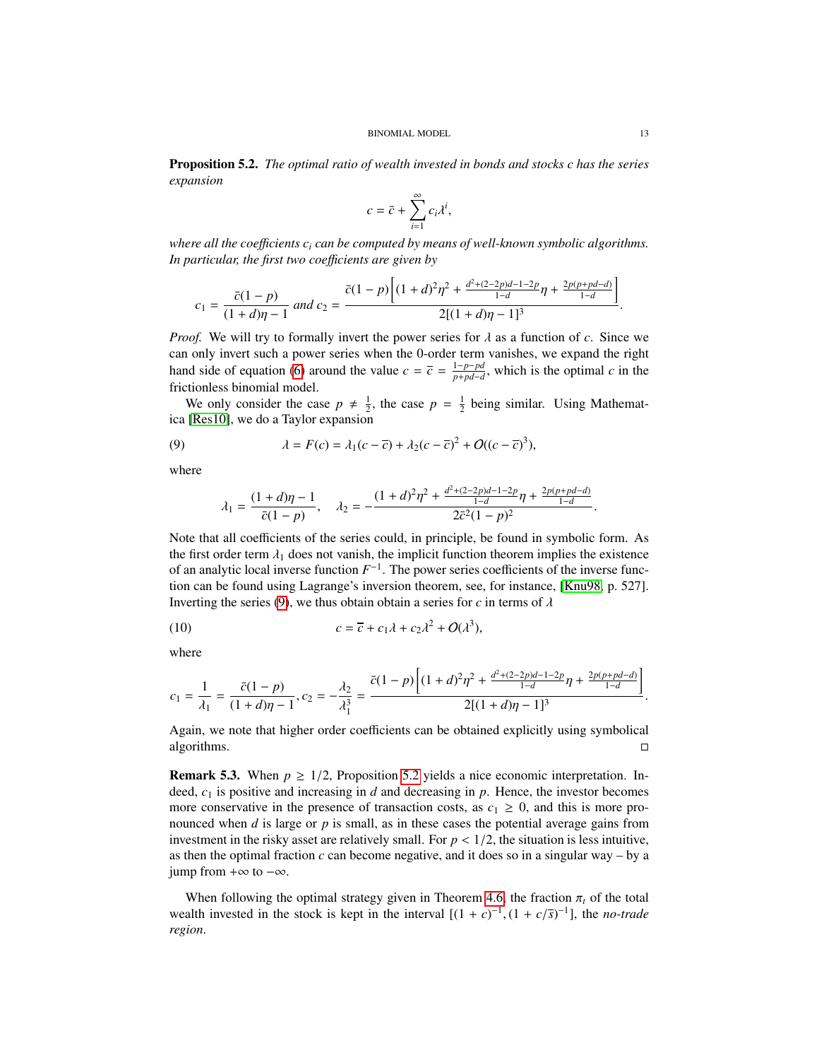**Proposition 5.2.** *The optimal ratio of wealth invested in bonds and stocks $c$ has the series expansion*

$$c = \bar{c} + \sum_{i=1}^{\infty} c_i \lambda^i,$$

*where all the coefficients $c_i$ can be computed by means of well-known symbolic algorithms. In particular, the first two coefficients are given by*

$$c_1 = \frac{\bar{c}(1-p)}{(1+d)\eta - 1} \text{ and } c_2 = \frac{\bar{c}(1-p)\left[(1+d)^2\eta^2 + \frac{d^2+(2-2p)d-1-2p}{1-d}\eta + \frac{2p(p+pd-d)}{1-d}\right]}{2[(1+d)\eta - 1]^3}.$$

*Proof.* We will try to formally invert the power series for $\lambda$ as a function of $c$. Since we can only invert such a power series when the 0-order term vanishes, we expand the right hand side of equation (6) around the value $c = \overline{c} = \frac{1-p-pd}{p+pd-d}$, which is the optimal $c$ in the frictionless binomial model.

We only consider the case $p \neq \frac{1}{2}$, the case $p = \frac{1}{2}$ being similar. Using Mathematica [Res10], we do a Taylor expansion

$$\lambda = F(c) = \lambda_1(c - \overline{c}) + \lambda_2(c - \overline{c})^2 + O((c - \overline{c})^3), \tag{9}$$

where

$$\lambda_1 = \frac{(1+d)\eta - 1}{\bar{c}(1-p)}, \quad \lambda_2 = -\frac{(1+d)^2\eta^2 + \frac{d^2+(2-2p)d-1-2p}{1-d}\eta + \frac{2p(p+pd-d)}{1-d}}{2\bar{c}^2(1-p)^2}.$$

Note that all coefficients of the series could, in principle, be found in symbolic form. As the first order term $\lambda_1$ does not vanish, the implicit function theorem implies the existence of an analytic local inverse function $F^{-1}$. The power series coefficients of the inverse function can be found using Lagrange's inversion theorem, see, for instance, [Knu98, p. 527]. Inverting the series (9), we thus obtain obtain a series for $c$ in terms of $\lambda$

$$c = \overline{c} + c_1\lambda + c_2\lambda^2 + O(\lambda^3), \tag{10}$$

where

$$c_1 = \frac{1}{\lambda_1} = \frac{\bar{c}(1-p)}{(1+d)\eta - 1}, c_2 = -\frac{\lambda_2}{\lambda_1^3} = \frac{\bar{c}(1-p)\left[(1+d)^2\eta^2 + \frac{d^2+(2-2p)d-1-2p}{1-d}\eta + \frac{2p(p+pd-d)}{1-d}\right]}{2[(1+d)\eta - 1]^3}.$$

Again, we note that higher order coefficients can be obtained explicitly using symbolical algorithms. ◻

**Remark 5.3.** When $p \geq 1/2$, Proposition 5.2 yields a nice economic interpretation. Indeed, $c_1$ is positive and increasing in $d$ and decreasing in $p$. Hence, the investor becomes more conservative in the presence of transaction costs, as $c_1 \geq 0$, and this is more pronounced when $d$ is large or $p$ is small, as in these cases the potential average gains from investment in the risky asset are relatively small. For $p < 1/2$, the situation is less intuitive, as then the optimal fraction $c$ can become negative, and it does so in a singular way – by a jump from $+\infty$ to $-\infty$.

When following the optimal strategy given in Theorem 4.6, the fraction $\pi_t$ of the total wealth invested in the stock is kept in the interval $[(1+c)^{-1}, (1+c/\overline{s})^{-1}]$, the *no-trade region*.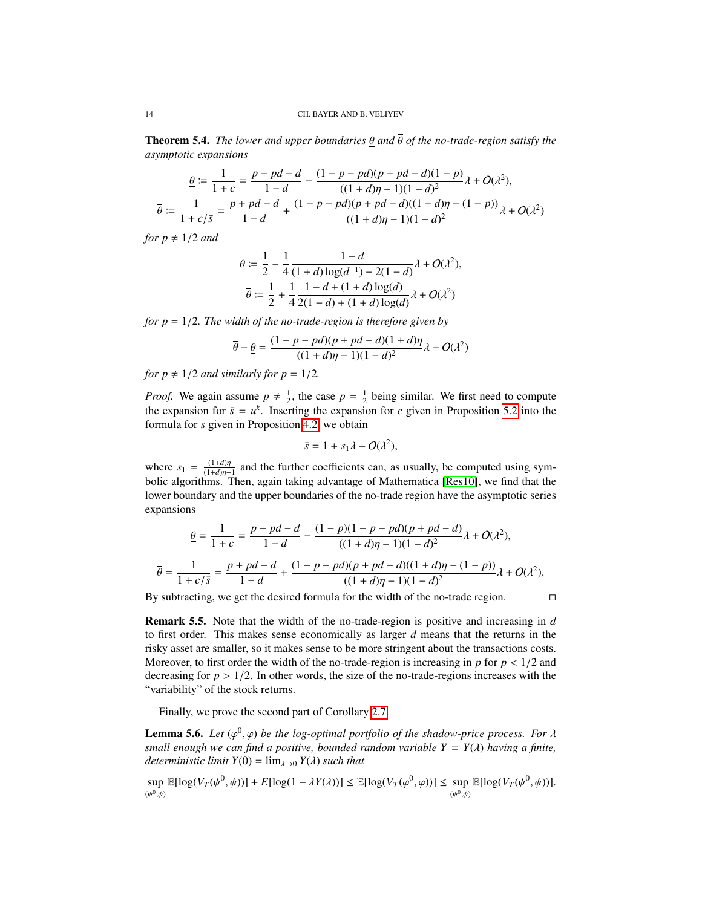**Theorem 5.4.** *The lower and upper boundaries* $\underline{\theta}$ *and* $\overline{\theta}$ *of the no-trade-region satisfy the asymptotic expansions*

$$\underline{\theta} := \frac{1}{1+c} = \frac{p+pd-d}{1-d} - \frac{(1-p-pd)(p+pd-d)(1-p)}{((1+d)\eta-1)(1-d)^2}\lambda + O(\lambda^2),$$

$$\overline{\theta} := \frac{1}{1+c/\bar{s}} = \frac{p+pd-d}{1-d} + \frac{(1-p-pd)(p+pd-d)((1+d)\eta-(1-p))}{((1+d)\eta-1)(1-d)^2}\lambda + O(\lambda^2)$$

*for* $p \neq 1/2$ *and*

$$\underline{\theta} := \frac{1}{2} - \frac{1}{4}\frac{1-d}{(1+d)\log(d^{-1}) - 2(1-d)}\lambda + O(\lambda^2),$$

$$\overline{\theta} := \frac{1}{2} + \frac{1}{4}\frac{1-d+(1+d)\log(d)}{2(1-d)+(1+d)\log(d)}\lambda + O(\lambda^2)$$

*for* $p = 1/2$. *The width of the no-trade-region is therefore given by*

$$\overline{\theta} - \underline{\theta} = \frac{(1-p-pd)(p+pd-d)(1+d)\eta}{((1+d)\eta-1)(1-d)^2}\lambda + O(\lambda^2)$$

*for* $p \neq 1/2$ *and similarly for* $p = 1/2$.

*Proof.* We again assume $p \neq \frac{1}{2}$, the case $p = \frac{1}{2}$ being similar. We first need to compute the expansion for $\bar{s} = u^k$. Inserting the expansion for $c$ given in Proposition 5.2 into the formula for $\bar{s}$ given in Proposition 4.2, we obtain

$$\bar{s} = 1 + s_1\lambda + O(\lambda^2),$$

where $s_1 = \frac{(1+d)\eta}{(1+d)\eta-1}$ and the further coefficients can, as usually, be computed using symbolic algorithms. Then, again taking advantage of Mathematica [Res10], we find that the lower boundary and the upper boundaries of the no-trade region have the asymptotic series expansions

$$\underline{\theta} = \frac{1}{1+c} = \frac{p+pd-d}{1-d} - \frac{(1-p)(1-p-pd)(p+pd-d)}{((1+d)\eta-1)(1-d)^2}\lambda + O(\lambda^2),$$

$$\overline{\theta} = \frac{1}{1+c/\bar{s}} = \frac{p+pd-d}{1-d} + \frac{(1-p-pd)(p+pd-d)((1+d)\eta-(1-p))}{((1+d)\eta-1)(1-d)^2}\lambda + O(\lambda^2).$$

By subtracting, we get the desired formula for the width of the no-trade region. □

**Remark 5.5.** Note that the width of the no-trade-region is positive and increasing in $d$ to first order. This makes sense economically as larger $d$ means that the returns in the risky asset are smaller, so it makes sense to be more stringent about the transactions costs. Moreover, to first order the width of the no-trade-region is increasing in $p$ for $p < 1/2$ and decreasing for $p > 1/2$. In other words, the size of the no-trade-regions increases with the "variability" of the stock returns.

Finally, we prove the second part of Corollary 2.7.

**Lemma 5.6.** *Let* $(\varphi^0, \varphi)$ *be the log-optimal portfolio of the shadow-price process. For* $\lambda$ *small enough we can find a positive, bounded random variable* $Y = Y(\lambda)$ *having a finite, deterministic limit* $Y(0) = \lim_{\lambda \to 0} Y(\lambda)$ *such that*

$$\sup_{(\psi^0,\psi)} \mathbb{E}[\log(V_T(\psi^0,\psi))] + E[\log(1-\lambda Y(\lambda))] \leq \mathbb{E}[\log(V_T(\varphi^0,\varphi))] \leq \sup_{(\psi^0,\psi)} \mathbb{E}[\log(V_T(\psi^0,\psi))].$$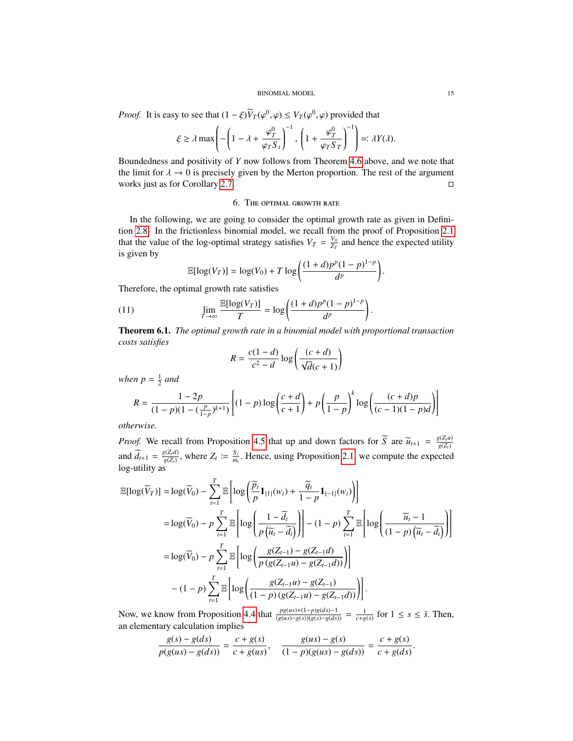*Proof.* It is easy to see that $(1-\xi)\widetilde{V}_T(\varphi^0,\varphi) \leq V_T(\varphi^0,\varphi)$ provided that

$$\xi \geq \lambda \max\left( -\left(1-\lambda+\frac{\varphi_T^0}{\varphi_T S_t}\right)^{-1}, \left(1+\frac{\varphi_T^0}{\varphi_T S_T}\right)^{-1}\right) =: \lambda Y(\lambda).$$

Boundedness and positivity of $Y$ now follows from Theorem 4.6 above, and we note that the limit for $\lambda \to 0$ is precisely given by the Merton proportion. The rest of the argument works just as for Corollary 2.7. □

## 6. The optimal growth rate

In the following, we are going to consider the optimal growth rate as given in Definition 2.8. In the frictionless binomial model, we recall from the proof of Proposition 2.1 that the value of the log-optimal strategy satisfies $V_T = \frac{V_0}{Z_T}$ and hence the expected utility is given by

$$\mathbb{E}[\log(V_T)] = \log(V_0) + T\log\left(\frac{(1+d)p^p(1-p)^{1-p}}{d^p}\right).$$

Therefore, the optimal growth rate satisfies

$$\lim_{T\to\infty} \frac{\mathbb{E}[\log(V_T)]}{T} = \log\left(\frac{(1+d)p^p(1-p)^{1-p}}{d^p}\right). \tag{11}$$

**Theorem 6.1.** *The optimal growth rate in a binomial model with proportional transaction costs satisfies*

$$R = \frac{c(1-d)}{c^2-d}\log\left(\frac{(c+d)}{\sqrt{d}(c+1)}\right)$$

*when $p=\frac{1}{2}$ and*

$$R = \frac{1-2p}{(1-p)(1-(\frac{p}{1-p})^{k+1})}\left[(1-p)\log\left(\frac{c+d}{c+1}\right) + p\left(\frac{p}{1-p}\right)^k \log\left(\frac{(c+d)p}{(c-1)(1-p)d}\right)\right]$$

*otherwise.*

*Proof.* We recall from Proposition 4.5 that up and down factors for $\widetilde{S}$ are $\widetilde{u}_{t+1} = \frac{g(Z_t u)}{g(Z_t)}$ and $\widetilde{d}_{t+1} = \frac{g(Z_t d)}{g(Z_t)}$, where $Z_t := \frac{S_t}{m_t}$. Hence, using Proposition 2.1 we compute the expected log-utility as

$$\begin{aligned}
\mathbb{E}[\log(\widetilde{V}_T)] &= \log(\widetilde{V}_0) - \sum_{t=1}^T \mathbb{E}\left[\log\left(\frac{\widetilde{p}_t}{p}\mathbf{1}_{\{1\}}(w_t) + \frac{\widetilde{q}_t}{1-p}\mathbf{1}_{\{-1\}}(w_t)\right)\right] \\
&= \log(\widetilde{V}_0) - p\sum_{t=1}^T \mathbb{E}\left[\log\left(\frac{1-\widetilde{d}_t}{p\left(\widetilde{u}_t-\widetilde{d}_t\right)}\right)\right] - (1-p)\sum_{t=1}^T \mathbb{E}\left[\log\left(\frac{\widetilde{u}_t-1}{(1-p)\left(\widetilde{u}_t-\widetilde{d}_t\right)}\right)\right] \\
&= \log(\widetilde{V}_0) - p\sum_{t=1}^T \mathbb{E}\left[\log\left(\frac{g(Z_{t-1})-g(Z_{t-1}d)}{p\left(g(Z_{t-1}u)-g(Z_{t-1}d)\right)}\right)\right] \\
&\quad - (1-p)\sum_{t=1}^T \mathbb{E}\left[\log\left(\frac{g(Z_{t-1}u)-g(Z_{t-1})}{(1-p)\left(g(Z_{t-1}u)-g(Z_{t-1}d)\right)}\right)\right].
\end{aligned}$$

Now, we know from Proposition 4.4 that $\frac{pg(us)+(1-p)g(ds)-1}{(g(us)-g(s))(g(s)-g(ds))} = \frac{1}{c+g(s)}$ for $1 \leq s \leq \bar{s}$. Then, an elementary calculation implies

$$\frac{g(s)-g(ds)}{p(g(us)-g(ds))} = \frac{c+g(s)}{c+g(us)}, \quad \frac{g(us)-g(s)}{(1-p)(g(us)-g(ds))} = \frac{c+g(s)}{c+g(ds)}.$$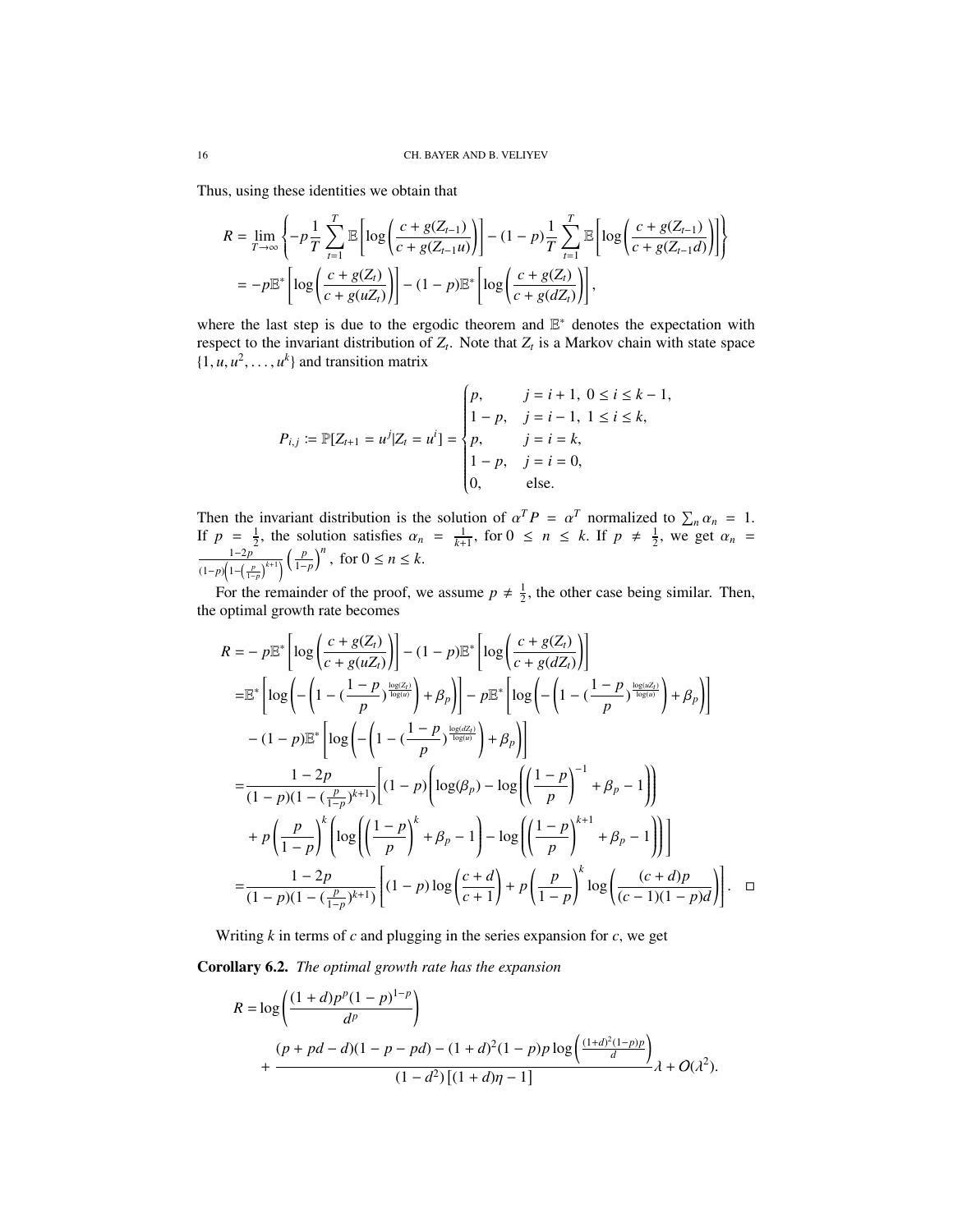Thus, using these identities we obtain that

$$
\begin{aligned}
R &= \lim_{T\to\infty}\left\{-p\frac{1}{T}\sum_{t=1}^{T}\mathbb{E}\left[\log\left(\frac{c+g(Z_{t-1})}{c+g(Z_{t-1}u)}\right)\right]-(1-p)\frac{1}{T}\sum_{t=1}^{T}\mathbb{E}\left[\log\left(\frac{c+g(Z_{t-1})}{c+g(Z_{t-1}d)}\right)\right]\right\}\\
&= -p\mathbb{E}^*\left[\log\left(\frac{c+g(Z_t)}{c+g(uZ_t)}\right)\right]-(1-p)\mathbb{E}^*\left[\log\left(\frac{c+g(Z_t)}{c+g(dZ_t)}\right)\right],
\end{aligned}
$$

where the last step is due to the ergodic theorem and $\mathbb{E}^*$ denotes the expectation with respect to the invariant distribution of $Z_t$. Note that $Z_t$ is a Markov chain with state space $\{1, u, u^2, \dots, u^k\}$ and transition matrix

$$
P_{i,j} := \mathbb{P}[Z_{t+1} = u^j | Z_t = u^i] = \begin{cases} p, & j = i+1,\ 0 \le i \le k-1,\\ 1-p, & j = i-1,\ 1 \le i \le k,\\ p, & j = i = k,\\ 1-p, & j = i = 0,\\ 0, & \text{else.}\end{cases}
$$

Then the invariant distribution is the solution of $\alpha^T P = \alpha^T$ normalized to $\sum_n \alpha_n = 1$. If $p = \frac{1}{2}$, the solution satisfies $\alpha_n = \frac{1}{k+1}$, for $0 \le n \le k$. If $p \neq \frac{1}{2}$, we get $\alpha_n = \frac{1-2p}{(1-p)\left(1-\left(\frac{p}{1-p}\right)^{k+1}\right)}\left(\frac{p}{1-p}\right)^n$, for $0 \le n \le k$.

For the remainder of the proof, we assume $p \neq \frac{1}{2}$, the other case being similar. Then, the optimal growth rate becomes

$$
\begin{aligned}
R =& -p\mathbb{E}^*\left[\log\left(\frac{c+g(Z_t)}{c+g(uZ_t)}\right)\right]-(1-p)\mathbb{E}^*\left[\log\left(\frac{c+g(Z_t)}{c+g(dZ_t)}\right)\right]\\
=& \mathbb{E}^*\left[\log\left(-\left(1-(\frac{1-p}{p})^{\frac{\log(Z_t)}{\log(u)}}\right)+\beta_p\right)\right]-p\mathbb{E}^*\left[\log\left(-\left(1-(\frac{1-p}{p})^{\frac{\log(uZ_t)}{\log(u)}}\right)+\beta_p\right)\right]\\
&-(1-p)\mathbb{E}^*\left[\log\left(-\left(1-(\frac{1-p}{p})^{\frac{\log(dZ_t)}{\log(u)}}\right)+\beta_p\right)\right]\\
=& \frac{1-2p}{(1-p)(1-(\frac{p}{1-p})^{k+1})}\Bigg[(1-p)\left(\log(\beta_p)-\log\left(\left(\frac{1-p}{p}\right)^{-1}+\beta_p-1\right)\right)\\
&+p\left(\frac{p}{1-p}\right)^k\left(\log\left(\left(\frac{1-p}{p}\right)^k+\beta_p-1\right)-\log\left(\left(\frac{1-p}{p}\right)^{k+1}+\beta_p-1\right)\right)\Bigg]\\
=& \frac{1-2p}{(1-p)(1-(\frac{p}{1-p})^{k+1})}\left[(1-p)\log\left(\frac{c+d}{c+1}\right)+p\left(\frac{p}{1-p}\right)^k\log\left(\frac{(c+d)p}{(c-1)(1-p)d}\right)\right]. \quad \square
\end{aligned}
$$

Writing $k$ in terms of $c$ and plugging in the series expansion for $c$, we get

**Corollary 6.2.** *The optimal growth rate has the expansion*

$$
\begin{aligned}
R =& \log\left(\frac{(1+d)p^p(1-p)^{1-p}}{d^p}\right)\\
&+\frac{(p+pd-d)(1-p-pd)-(1+d)^2(1-p)p\log\left(\frac{(1+d)^2(1-p)p}{d}\right)}{(1-d^2)\left[(1+d)\eta-1\right]}\lambda+O(\lambda^2).
\end{aligned}
$$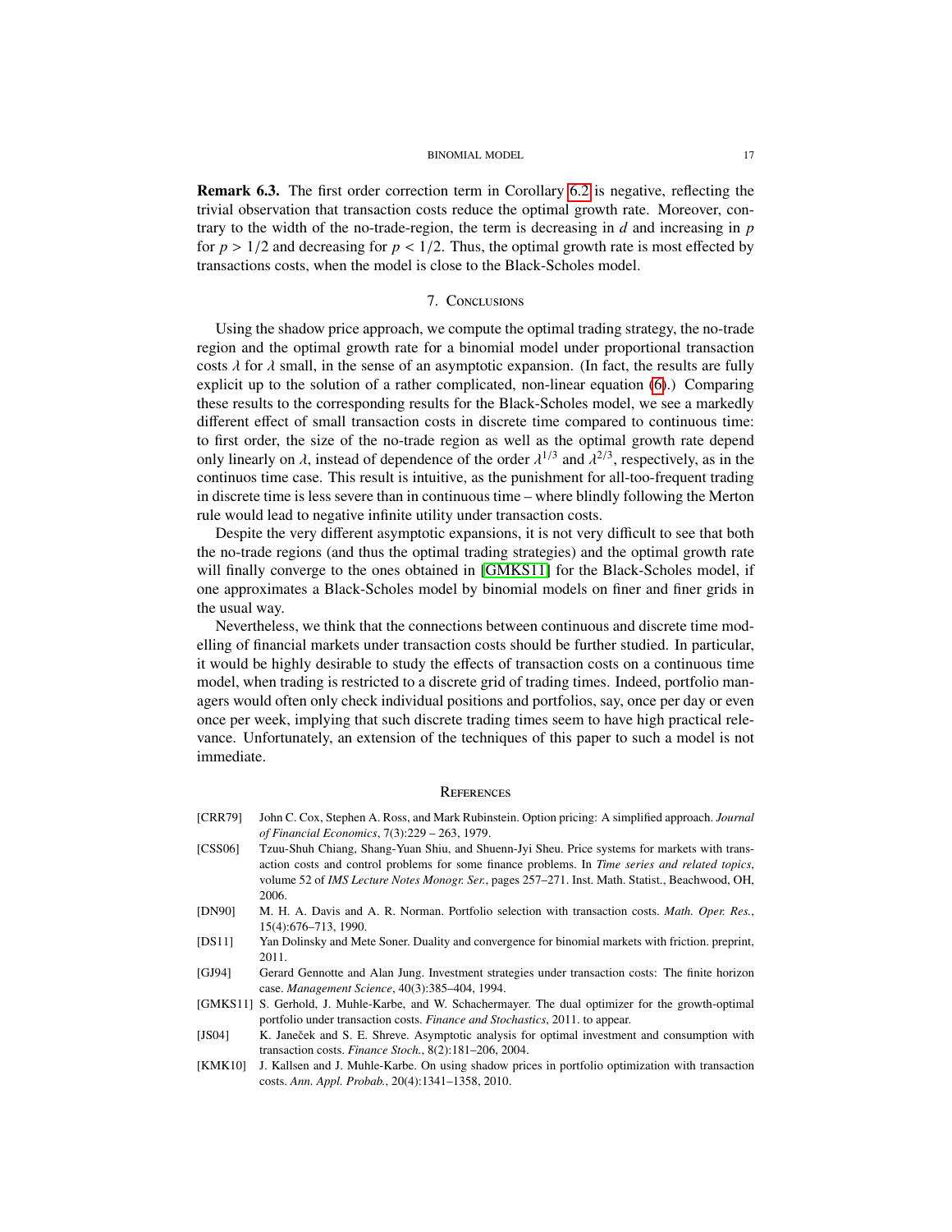**Remark 6.3.** The first order correction term in Corollary 6.2 is negative, reflecting the trivial observation that transaction costs reduce the optimal growth rate. Moreover, contrary to the width of the no-trade-region, the term is decreasing in $d$ and increasing in $p$ for $p > 1/2$ and decreasing for $p < 1/2$. Thus, the optimal growth rate is most effected by transactions costs, when the model is close to the Black-Scholes model.

## 7. Conclusions

Using the shadow price approach, we compute the optimal trading strategy, the no-trade region and the optimal growth rate for a binomial model under proportional transaction costs $\lambda$ for $\lambda$ small, in the sense of an asymptotic expansion. (In fact, the results are fully explicit up to the solution of a rather complicated, non-linear equation (6).) Comparing these results to the corresponding results for the Black-Scholes model, we see a markedly different effect of small transaction costs in discrete time compared to continuous time: to first order, the size of the no-trade region as well as the optimal growth rate depend only linearly on $\lambda$, instead of dependence of the order $\lambda^{1/3}$ and $\lambda^{2/3}$, respectively, as in the continuos time case. This result is intuitive, as the punishment for all-too-frequent trading in discrete time is less severe than in continuous time – where blindly following the Merton rule would lead to negative infinite utility under transaction costs.

Despite the very different asymptotic expansions, it is not very difficult to see that both the no-trade regions (and thus the optimal trading strategies) and the optimal growth rate will finally converge to the ones obtained in [GMKS11] for the Black-Scholes model, if one approximates a Black-Scholes model by binomial models on finer and finer grids in the usual way.

Nevertheless, we think that the connections between continuous and discrete time modelling of financial markets under transaction costs should be further studied. In particular, it would be highly desirable to study the effects of transaction costs on a continuous time model, when trading is restricted to a discrete grid of trading times. Indeed, portfolio managers would often only check individual positions and portfolios, say, once per day or even once per week, implying that such discrete trading times seem to have high practical relevance. Unfortunately, an extension of the techniques of this paper to such a model is not immediate.

## References

- [CRR79] John C. Cox, Stephen A. Ross, and Mark Rubinstein. Option pricing: A simplified approach. *Journal of Financial Economics*, 7(3):229 – 263, 1979.
- [CSS06] Tzuu-Shuh Chiang, Shang-Yuan Shiu, and Shuenn-Jyi Sheu. Price systems for markets with transaction costs and control problems for some finance problems. In *Time series and related topics*, volume 52 of *IMS Lecture Notes Monogr. Ser.*, pages 257–271. Inst. Math. Statist., Beachwood, OH, 2006.
- [DN90] M. H. A. Davis and A. R. Norman. Portfolio selection with transaction costs. *Math. Oper. Res.*, 15(4):676–713, 1990.
- [DS11] Yan Dolinsky and Mete Soner. Duality and convergence for binomial markets with friction. preprint, 2011.
- [GJ94] Gerard Gennotte and Alan Jung. Investment strategies under transaction costs: The finite horizon case. *Management Science*, 40(3):385–404, 1994.
- [GMKS11] S. Gerhold, J. Muhle-Karbe, and W. Schachermayer. The dual optimizer for the growth-optimal portfolio under transaction costs. *Finance and Stochastics*, 2011. to appear.
- [JS04] K. Janeček and S. E. Shreve. Asymptotic analysis for optimal investment and consumption with transaction costs. *Finance Stoch.*, 8(2):181–206, 2004.
- [KMK10] J. Kallsen and J. Muhle-Karbe. On using shadow prices in portfolio optimization with transaction costs. *Ann. Appl. Probab.*, 20(4):1341–1358, 2010.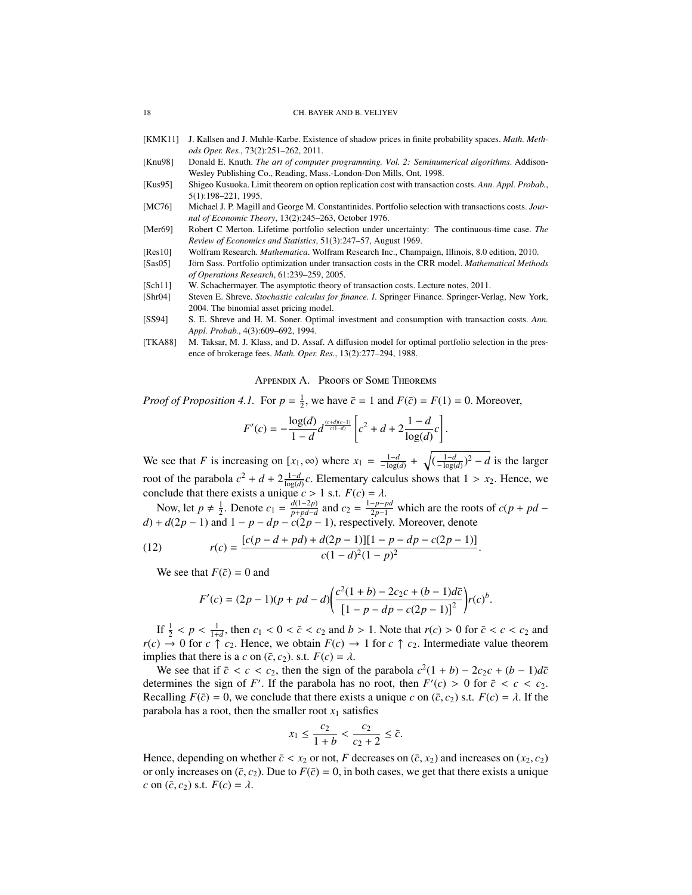[KMK11] J. Kallsen and J. Muhle-Karbe. Existence of shadow prices in finite probability spaces. *Math. Methods Oper. Res.*, 73(2):251–262, 2011.

[Knu98] Donald E. Knuth. *The art of computer programming. Vol. 2: Seminumerical algorithms*. Addison-Wesley Publishing Co., Reading, Mass.-London-Don Mills, Ont, 1998.

[Kus95] Shigeo Kusuoka. Limit theorem on option replication cost with transaction costs. *Ann. Appl. Probab.*, 5(1):198–221, 1995.

[MC76] Michael J. P. Magill and George M. Constantinides. Portfolio selection with transactions costs. *Journal of Economic Theory*, 13(2):245–263, October 1976.

[Mer69] Robert C Merton. Lifetime portfolio selection under uncertainty: The continuous-time case. *The Review of Economics and Statistics*, 51(3):247–57, August 1969.

[Res10] Wolfram Research. *Mathematica*. Wolfram Research Inc., Champaign, Illinois, 8.0 edition, 2010.

[Sas05] Jörn Sass. Portfolio optimization under transaction costs in the CRR model. *Mathematical Methods of Operations Research*, 61:239–259, 2005.

[Sch11] W. Schachermayer. The asymptotic theory of transaction costs. Lecture notes, 2011.

[Shr04] Steven E. Shreve. *Stochastic calculus for finance. I*. Springer Finance. Springer-Verlag, New York, 2004. The binomial asset pricing model.

[SS94] S. E. Shreve and H. M. Soner. Optimal investment and consumption with transaction costs. *Ann. Appl. Probab.*, 4(3):609–692, 1994.

[TKA88] M. Taksar, M. J. Klass, and D. Assaf. A diffusion model for optimal portfolio selection in the presence of brokerage fees. *Math. Oper. Res.*, 13(2):277–294, 1988.

## Appendix A. Proofs of Some Theorems

*Proof of Proposition 4.1.* For $p = \frac{1}{2}$, we have $\bar{c} = 1$ and $F(\bar{c}) = F(1) = 0$. Moreover,

$$F'(c) = -\frac{\log(d)}{1-d} d^{\frac{(c+d)(c-1)}{c(1-d)}} \left[ c^2 + d + 2\frac{1-d}{\log(d)} c \right].$$

We see that $F$ is increasing on $[x_1, \infty)$ where $x_1 = \frac{1-d}{-\log(d)} + \sqrt{(\frac{1-d}{-\log(d)})^2 - d}$ is the larger root of the parabola $c^2 + d + 2\frac{1-d}{\log(d)}c$. Elementary calculus shows that $1 > x_2$. Hence, we conclude that there exists a unique $c > 1$ s.t. $F(c) = \lambda$.

Now, let $p \neq \frac{1}{2}$. Denote $c_1 = \frac{d(1-2p)}{p+pd-d}$ and $c_2 = \frac{1-p-pd}{2p-1}$ which are the roots of $c(p + pd - d) + d(2p - 1)$ and $1 - p - dp - c(2p - 1)$, respectively. Moreover, denote

$$r(c) = \frac{[c(p - d + pd) + d(2p - 1)][1 - p - dp - c(2p - 1)]}{c(1 - d)^2(1 - p)^2}. \tag{12}$$

We see that $F(\bar{c}) = 0$ and

$$F'(c) = (2p - 1)(p + pd - d)\left( \frac{c^2(1 + b) - 2c_2 c + (b - 1)d\bar{c}}{\left[1 - p - dp - c(2p - 1)\right]^2} \right) r(c)^b.$$

If $\frac{1}{2} < p < \frac{1}{1+d}$, then $c_1 < 0 < \bar{c} < c_2$ and $b > 1$. Note that $r(c) > 0$ for $\bar{c} < c < c_2$ and $r(c) \to 0$ for $c \uparrow c_2$. Hence, we obtain $F(c) \to 1$ for $c \uparrow c_2$. Intermediate value theorem implies that there is a $c$ on $(\bar{c}, c_2)$. s.t. $F(c) = \lambda$.

We see that if $\bar{c} < c < c_2$, then the sign of the parabola $c^2(1 + b) - 2c_2 c + (b - 1)d\bar{c}$ determines the sign of $F'$. If the parabola has no root, then $F'(c) > 0$ for $\bar{c} < c < c_2$. Recalling $F(\bar{c}) = 0$, we conclude that there exists a unique $c$ on $(\bar{c}, c_2)$ s.t. $F(c) = \lambda$. If the parabola has a root, then the smaller root $x_1$ satisfies

$$x_1 \leq \frac{c_2}{1 + b} < \frac{c_2}{c_2 + 2} \leq \bar{c}.$$

Hence, depending on whether $\bar{c} < x_2$ or not, $F$ decreases on $(\bar{c}, x_2)$ and increases on $(x_2, c_2)$ or only increases on $(\bar{c}, c_2)$. Due to $F(\bar{c}) = 0$, in both cases, we get that there exists a unique $c$ on $(\bar{c}, c_2)$ s.t. $F(c) = \lambda$.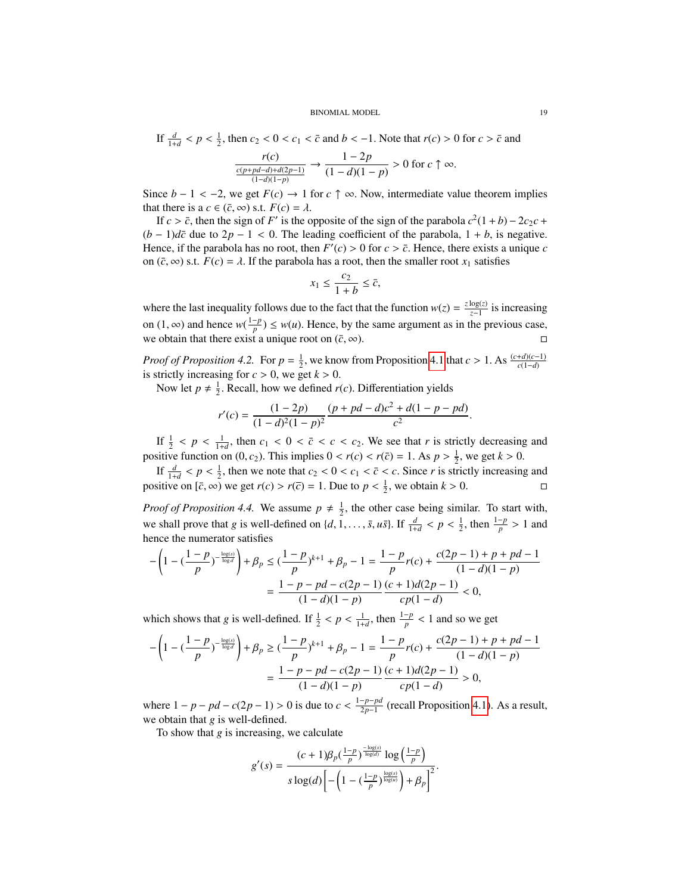If $\frac{d}{1+d} < p < \frac{1}{2}$, then $c_2 < 0 < c_1 < \bar{c}$ and $b < -1$. Note that $r(c) > 0$ for $c > \bar{c}$ and

$$\frac{r(c)}{\frac{c(p+pd-d)+d(2p-1)}{(1-d)(1-p)}} \to \frac{1-2p}{(1-d)(1-p)} > 0 \text{ for } c \uparrow \infty.$$

Since $b - 1 < -2$, we get $F(c) \to 1$ for $c \uparrow \infty$. Now, intermediate value theorem implies that there is a $c \in (\bar{c}, \infty)$ s.t. $F(c) = \lambda$.

If $c > \bar{c}$, then the sign of $F'$ is the opposite of the sign of the parabola $c^2(1+b) - 2c_2c + (b-1)d\bar{c}$ due to $2p - 1 < 0$. The leading coefficient of the parabola, $1 + b$, is negative. Hence, if the parabola has no root, then $F'(c) > 0$ for $c > \bar{c}$. Hence, there exists a unique $c$ on $(\bar{c}, \infty)$ s.t. $F(c) = \lambda$. If the parabola has a root, then the smaller root $x_1$ satisfies

$$x_1 \leq \frac{c_2}{1+b} \leq \bar{c},$$

where the last inequality follows due to the fact that the function $w(z) = \frac{z\log(z)}{z-1}$ is increasing on $(1, \infty)$ and hence $w(\frac{1-p}{p}) \leq w(u)$. Hence, by the same argument as in the previous case, we obtain that there exist a unique root on $(\bar{c}, \infty)$. □

*Proof of Proposition 4.2.* For $p = \frac{1}{2}$, we know from Proposition 4.1 that $c > 1$. As $\frac{(c+d)(c-1)}{c(1-d)}$ is strictly increasing for $c > 0$, we get $k > 0$.

Now let $p \neq \frac{1}{2}$. Recall, how we defined $r(c)$. Differentiation yields

$$r'(c) = \frac{(1-2p)}{(1-d)^2(1-p)^2}\frac{(p+pd-d)c^2 + d(1-p-pd)}{c^2}.$$

If $\frac{1}{2} < p < \frac{1}{1+d}$, then $c_1 < 0 < \bar{c} < c < c_2$. We see that $r$ is strictly decreasing and positive function on $(0, c_2)$. This implies $0 < r(c) < r(\bar{c}) = 1$. As $p > \frac{1}{2}$, we get $k > 0$.

If $\frac{d}{1+d} < p < \frac{1}{2}$, then we note that $c_2 < 0 < c_1 < \bar{c} < c$. Since $r$ is strictly increasing and positive on $[\bar{c}, \infty)$ we get $r(c) > r(\bar{c}) = 1$. Due to $p < \frac{1}{2}$, we obtain $k > 0$. □

*Proof of Proposition 4.4.* We assume $p \neq \frac{1}{2}$, the other case being similar. To start with, we shall prove that $g$ is well-defined on $\{d, 1, \ldots, \bar{s}, u\bar{s}\}$. If $\frac{d}{1+d} < p < \frac{1}{2}$, then $\frac{1-p}{p} > 1$ and hence the numerator satisfies

$$\begin{aligned}
-\left(1 - (\frac{1-p}{p})^{-\frac{\log(s)}{\log d}}\right) + \beta_p &\leq (\frac{1-p}{p})^{k+1} + \beta_p - 1 = \frac{1-p}{p}r(c) + \frac{c(2p-1)+p+pd-1}{(1-d)(1-p)} \\
&= \frac{1-p-pd-c(2p-1)}{(1-d)(1-p)}\frac{(c+1)d(2p-1)}{cp(1-d)} < 0,
\end{aligned}$$

which shows that $g$ is well-defined. If $\frac{1}{2} < p < \frac{1}{1+d}$, then $\frac{1-p}{p} < 1$ and so we get

$$\begin{aligned}
-\left(1 - (\frac{1-p}{p})^{-\frac{\log(s)}{\log d}}\right) + \beta_p &\geq (\frac{1-p}{p})^{k+1} + \beta_p - 1 = \frac{1-p}{p}r(c) + \frac{c(2p-1)+p+pd-1}{(1-d)(1-p)} \\
&= \frac{1-p-pd-c(2p-1)}{(1-d)(1-p)}\frac{(c+1)d(2p-1)}{cp(1-d)} > 0,
\end{aligned}$$

where $1 - p - pd - c(2p-1) > 0$ is due to $c < \frac{1-p-pd}{2p-1}$ (recall Proposition 4.1). As a result, we obtain that $g$ is well-defined.

To show that $g$ is increasing, we calculate

$$g'(s) = \frac{(c+1)\beta_p(\frac{1-p}{p})^{\frac{-\log(s)}{\log(d)}}\log\left(\frac{1-p}{p}\right)}{s\log(d)\left[-\left(1 - (\frac{1-p}{p})^{\frac{\log(s)}{\log(u)}}\right) + \beta_p\right]^2}.$$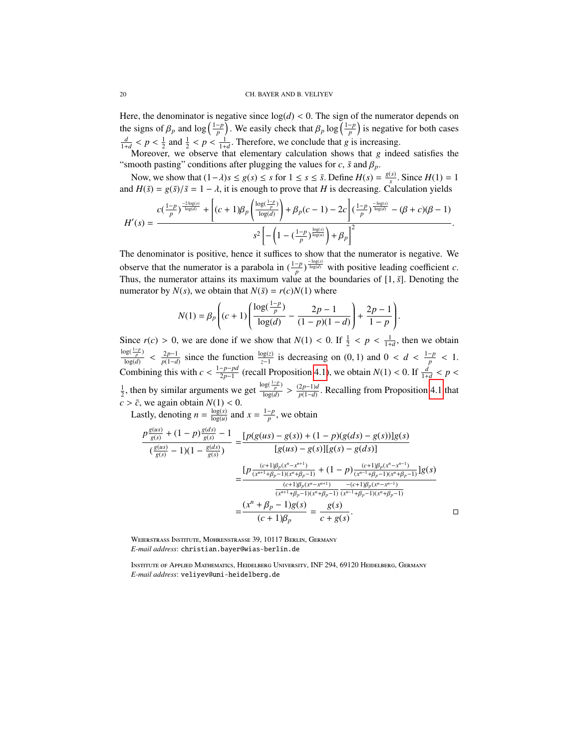Here, the denominator is negative since $\log(d) < 0$. The sign of the numerator depends on the signs of $\beta_p$ and $\log\left(\frac{1-p}{p}\right)$. We easily check that $\beta_p \log\left(\frac{1-p}{p}\right)$ is negative for both cases $\frac{d}{1+d} < p < \frac{1}{2}$ and $\frac{1}{2} < p < \frac{1}{1+d}$. Therefore, we conclude that $g$ is increasing.

Moreover, we observe that elementary calculation shows that $g$ indeed satisfies the "smooth pasting" conditions after plugging the values for $c$, $\bar{s}$ and $\beta_p$.

Now, we show that $(1-\lambda)s \leq g(s) \leq s$ for $1 \leq s \leq \bar{s}$. Define $H(s) = \frac{g(s)}{s}$. Since $H(1) = 1$ and $H(\bar{s}) = g(\bar{s})/\bar{s} = 1 - \lambda$, it is enough to prove that $H$ is decreasing. Calculation yields

$$H'(s) = \frac{c(\frac{1-p}{p})^{\frac{-2\log(s)}{\log(d)}} + \left[(c+1)\beta_p\left(\frac{\log(\frac{1-p}{p})}{\log(d)}\right) + \beta_p(c-1) - 2c\right](\frac{1-p}{p})^{\frac{-\log(s)}{\log(d)}} - (\beta+c)(\beta-1)}{s^2\left[-\left(1-(\frac{1-p}{p})^{\frac{\log(s)}{\log(u)}}\right) + \beta_p\right]^2}.$$

The denominator is positive, hence it suffices to show that the numerator is negative. We observe that the numerator is a parabola in $(\frac{1-p}{p})^{\frac{-\log(s)}{\log(d)}}$ with positive leading coefficient $c$. Thus, the numerator attains its maximum value at the boundaries of $[1, \bar{s}]$. Denoting the numerator by $N(s)$, we obtain that $N(\bar{s}) = r(c)N(1)$ where

$$N(1) = \beta_p\left((c+1)\left(\frac{\log(\frac{1-p}{p})}{\log(d)} - \frac{2p-1}{(1-p)(1-d)}\right) + \frac{2p-1}{1-p}\right).$$

Since $r(c) > 0$, we are done if we show that $N(1) < 0$. If $\frac{1}{2} < p < \frac{1}{1+d}$, then we obtain $\frac{\log(\frac{1-p}{p})}{\log(d)} < \frac{2p-1}{p(1-d)}$ since the function $\frac{\log(z)}{z-1}$ is decreasing on $(0, 1)$ and $0 < d < \frac{1-p}{p} < 1$. Combining this with $c < \frac{1-p-pd}{2p-1}$ (recall Proposition 4.1), we obtain $N(1) < 0$. If $\frac{d}{1+d} < p < \frac{1}{2}$, then by similar arguments we get $\frac{\log(\frac{1-p}{p})}{\log(d)} > \frac{(2p-1)d}{p(1-d)}$. Recalling from Proposition 4.1 that $c > \bar{c}$, we again obtain $N(1) < 0$.

Lastly, denoting $n = \frac{\log(s)}{\log(u)}$ and $x = \frac{1-p}{p}$, we obtain

$$\begin{aligned}
\frac{p\frac{g(us)}{g(s)} + (1-p)\frac{g(ds)}{g(s)} - 1}{(\frac{g(us)}{g(s)} - 1)(1 - \frac{g(ds)}{g(s)})} &= \frac{[p(g(us) - g(s)) + (1-p)(g(ds) - g(s))]g(s)}{[g(us) - g(s)][g(s) - g(ds)]} \\
&= \frac{[p\frac{(c+1)\beta_p(x^n - x^{n+1})}{(x^{n+1}+\beta_p-1)(x^n+\beta_p-1)} + (1-p)\frac{(c+1)\beta_p(x^n - x^{n-1})}{(x^{n-1}+\beta_p-1)(x^n+\beta_p-1)}]g(s)}{\frac{(c+1)\beta_p(x^n - x^{n+1})}{(x^{n+1}+\beta_p-1)(x^n+\beta_p-1)}\frac{-(c+1)\beta_p(x^n - x^{n-1})}{(x^{n-1}+\beta_p-1)(x^n+\beta_p-1)}} \\
&= \frac{(x^n + \beta_p - 1)g(s)}{(c+1)\beta_p} = \frac{g(s)}{c + g(s)}.
\end{aligned}$$

□

Weierstrass Institute, Mohrenstrasse 39, 10117 Berlin, Germany
*E-mail address*: `christian.bayer@wias-berlin.de`

Institute of Applied Mathematics, Heidelberg University, INF 294, 69120 Heidelberg, Germany
*E-mail address*: `veliyev@uni-heidelberg.de`